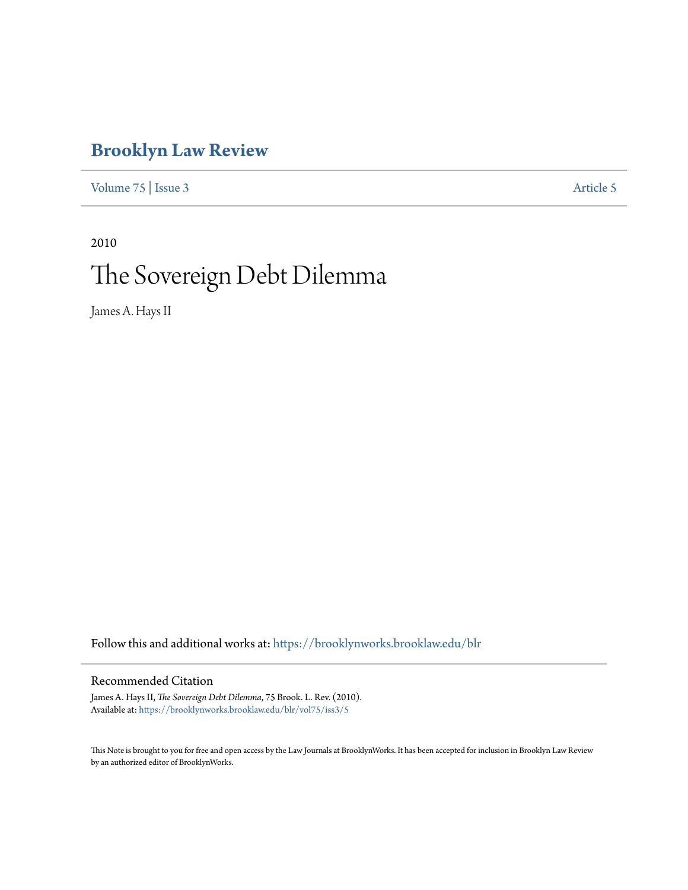# Brooklyn Law Review

Volume 75 | Issue 3 Article 5

2010

# The Sovereign Debt Dilemma

James A. Hays II

Follow this and additional works at: https://brooklynworks.brooklaw.edu/blr

## Recommended Citation

James A. Hays II, *The Sovereign Debt Dilemma*, 75 Brook. L. Rev. (2010).
Available at: https://brooklynworks.brooklaw.edu/blr/vol75/iss3/5

This Note is brought to you for free and open access by the Law Journals at BrooklynWorks. It has been accepted for inclusion in Brooklyn Law Review by an authorized editor of BrooklynWorks.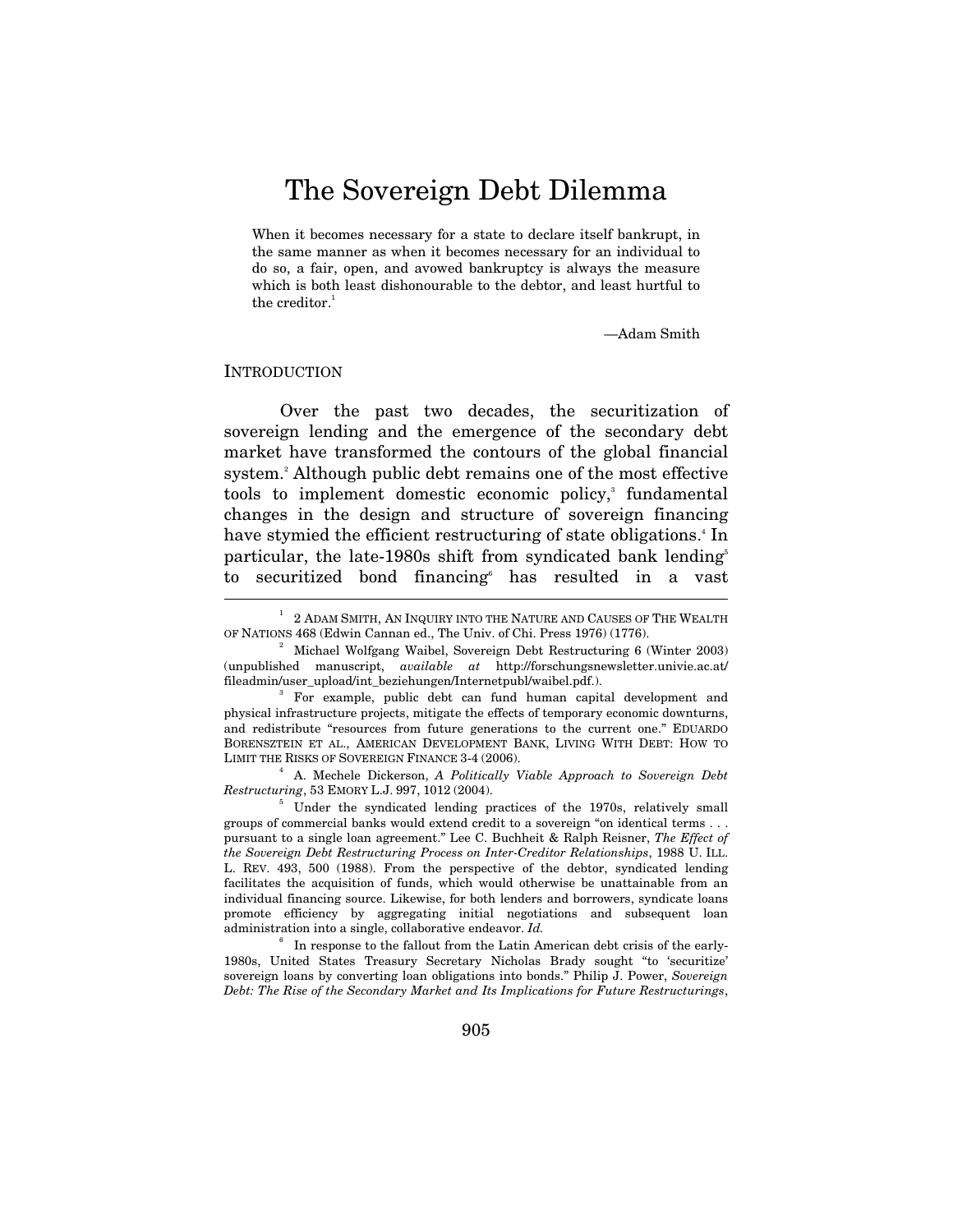# The Sovereign Debt Dilemma

> When it becomes necessary for a state to declare itself bankrupt, in the same manner as when it becomes necessary for an individual to do so, a fair, open, and avowed bankruptcy is always the measure which is both least dishonourable to the debtor, and least hurtful to the creditor.[1]
>
> —Adam Smith

## INTRODUCTION

Over the past two decades, the securitization of sovereign lending and the emergence of the secondary debt market have transformed the contours of the global financial system.[2] Although public debt remains one of the most effective tools to implement domestic economic policy,[3] fundamental changes in the design and structure of sovereign financing have stymied the efficient restructuring of state obligations.[4] In particular, the late-1980s shift from syndicated bank lending[5] to securitized bond financing[6] has resulted in a vast

---

[1] 2 ADAM SMITH, AN INQUIRY INTO THE NATURE AND CAUSES OF THE WEALTH OF NATIONS 468 (Edwin Cannan ed., The Univ. of Chi. Press 1976) (1776).

[2] Michael Wolfgang Waibel, Sovereign Debt Restructuring 6 (Winter 2003) (unpublished manuscript, *available at* http://forschungsnewsletter.univie.ac.at/fileadmin/user_upload/int_beziehungen/Internetpubl/waibel.pdf.).

[3] For example, public debt can fund human capital development and physical infrastructure projects, mitigate the effects of temporary economic downturns, and redistribute "resources from future generations to the current one." EDUARDO BORENSZTEIN ET AL., AMERICAN DEVELOPMENT BANK, LIVING WITH DEBT: HOW TO LIMIT THE RISKS OF SOVEREIGN FINANCE 3-4 (2006).

[4] A. Mechele Dickerson, *A Politically Viable Approach to Sovereign Debt Restructuring*, 53 EMORY L.J. 997, 1012 (2004).

[5] Under the syndicated lending practices of the 1970s, relatively small groups of commercial banks would extend credit to a sovereign "on identical terms . . . pursuant to a single loan agreement." Lee C. Buchheit & Ralph Reisner, *The Effect of the Sovereign Debt Restructuring Process on Inter-Creditor Relationships*, 1988 U. ILL. L. REV. 493, 500 (1988). From the perspective of the debtor, syndicated lending facilitates the acquisition of funds, which would otherwise be unattainable from an individual financing source. Likewise, for both lenders and borrowers, syndicate loans promote efficiency by aggregating initial negotiations and subsequent loan administration into a single, collaborative endeavor. *Id.*

[6] In response to the fallout from the Latin American debt crisis of the early-1980s, United States Treasury Secretary Nicholas Brady sought "to 'securitize' sovereign loans by converting loan obligations into bonds." Philip J. Power, *Sovereign Debt: The Rise of the Secondary Market and Its Implications for Future Restructurings*,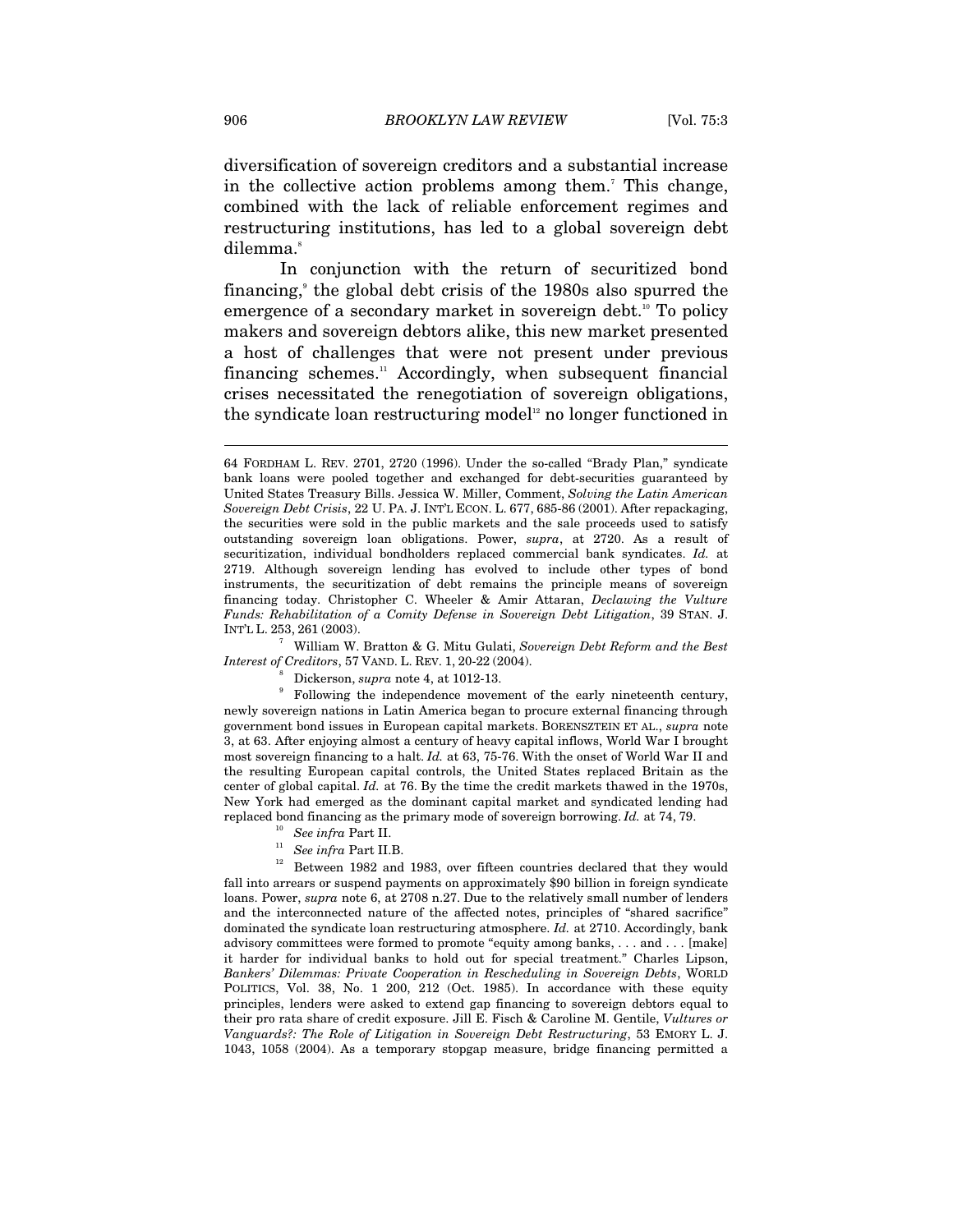diversification of sovereign creditors and a substantial increase in the collective action problems among them.[7] This change, combined with the lack of reliable enforcement regimes and restructuring institutions, has led to a global sovereign debt dilemma.[8]

In conjunction with the return of securitized bond financing,[9] the global debt crisis of the 1980s also spurred the emergence of a secondary market in sovereign debt.[10] To policy makers and sovereign debtors alike, this new market presented a host of challenges that were not present under previous financing schemes.[11] Accordingly, when subsequent financial crises necessitated the renegotiation of sovereign obligations, the syndicate loan restructuring model[12] no longer functioned in

---

64 FORDHAM L. REV. 2701, 2720 (1996). Under the so-called "Brady Plan," syndicate bank loans were pooled together and exchanged for debt-securities guaranteed by United States Treasury Bills. Jessica W. Miller, Comment, *Solving the Latin American Sovereign Debt Crisis*, 22 U. PA. J. INT'L ECON. L. 677, 685-86 (2001). After repackaging, the securities were sold in the public markets and the sale proceeds used to satisfy outstanding sovereign loan obligations. Power, *supra*, at 2720. As a result of securitization, individual bondholders replaced commercial bank syndicates. *Id.* at 2719. Although sovereign lending has evolved to include other types of bond instruments, the securitization of debt remains the principle means of sovereign financing today. Christopher C. Wheeler & Amir Attaran, *Declawing the Vulture Funds: Rehabilitation of a Comity Defense in Sovereign Debt Litigation*, 39 STAN. J. INT'L L. 253, 261 (2003).

[7] William W. Bratton & G. Mitu Gulati, *Sovereign Debt Reform and the Best Interest of Creditors*, 57 VAND. L. REV. 1, 20-22 (2004).

[8] Dickerson, *supra* note 4, at 1012-13.

[9] Following the independence movement of the early nineteenth century, newly sovereign nations in Latin America began to procure external financing through government bond issues in European capital markets. BORENSZTEIN ET AL., *supra* note 3, at 63. After enjoying almost a century of heavy capital inflows, World War I brought most sovereign financing to a halt. *Id.* at 63, 75-76. With the onset of World War II and the resulting European capital controls, the United States replaced Britain as the center of global capital. *Id.* at 76. By the time the credit markets thawed in the 1970s, New York had emerged as the dominant capital market and syndicated lending had replaced bond financing as the primary mode of sovereign borrowing. *Id.* at 74, 79.

[10] *See infra* Part II.

[11] *See infra* Part II.B.

[12] Between 1982 and 1983, over fifteen countries declared that they would fall into arrears or suspend payments on approximately $90 billion in foreign syndicate loans. Power, *supra* note 6, at 2708 n.27. Due to the relatively small number of lenders and the interconnected nature of the affected notes, principles of "shared sacrifice" dominated the syndicate loan restructuring atmosphere. *Id.* at 2710. Accordingly, bank advisory committees were formed to promote "equity among banks, . . . and . . . [make] it harder for individual banks to hold out for special treatment." Charles Lipson, *Bankers' Dilemmas: Private Cooperation in Rescheduling in Sovereign Debts*, WORLD POLITICS, Vol. 38, No. 1 200, 212 (Oct. 1985). In accordance with these equity principles, lenders were asked to extend gap financing to sovereign debtors equal to their pro rata share of credit exposure. Jill E. Fisch & Caroline M. Gentile, *Vultures or Vanguards?: The Role of Litigation in Sovereign Debt Restructuring*, 53 EMORY L. J. 1043, 1058 (2004). As a temporary stopgap measure, bridge financing permitted a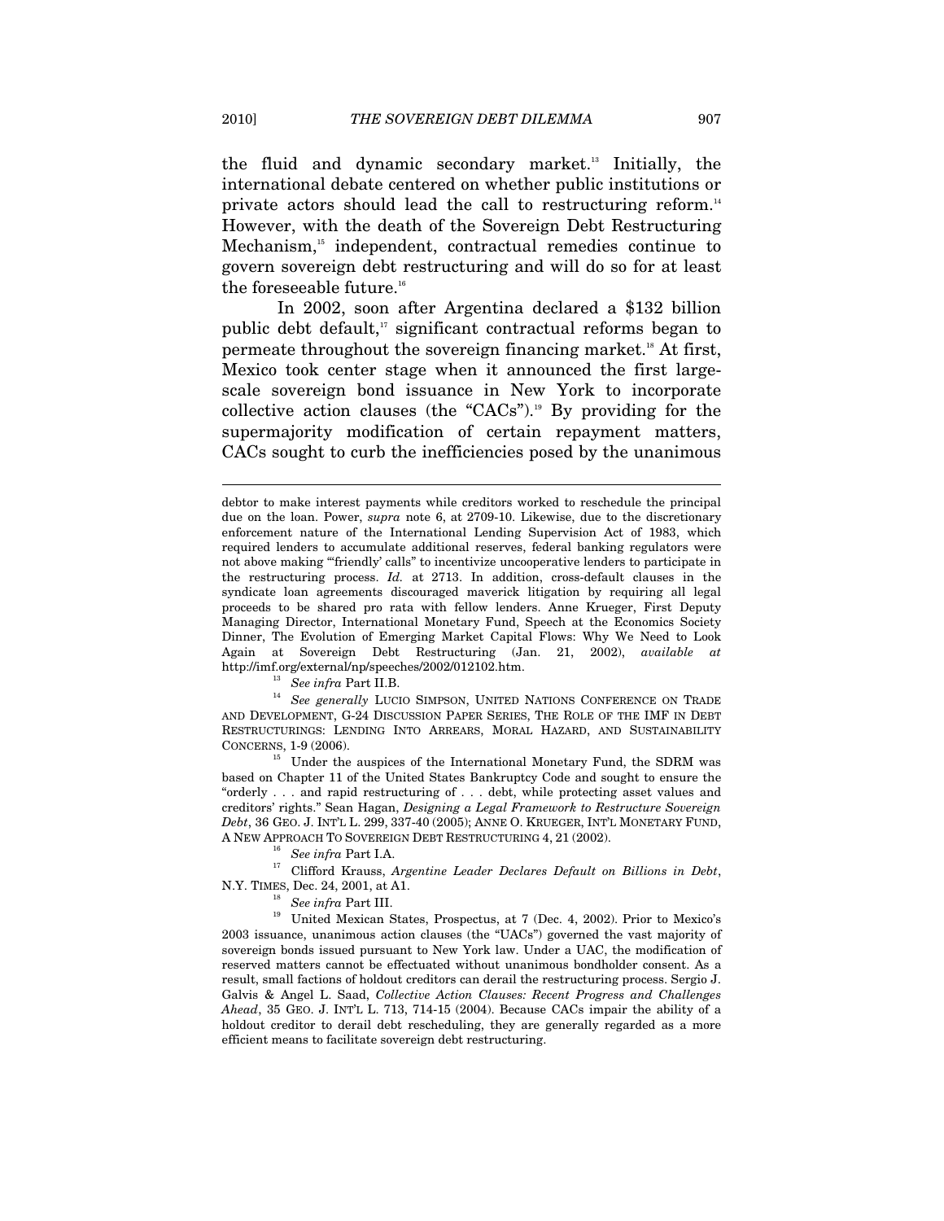the fluid and dynamic secondary market.[13] Initially, the international debate centered on whether public institutions or private actors should lead the call to restructuring reform.[14] However, with the death of the Sovereign Debt Restructuring Mechanism,[15] independent, contractual remedies continue to govern sovereign debt restructuring and will do so for at least the foreseeable future.[16]

In 2002, soon after Argentina declared a $132 billion public debt default,[17] significant contractual reforms began to permeate throughout the sovereign financing market.[18] At first, Mexico took center stage when it announced the first large-scale sovereign bond issuance in New York to incorporate collective action clauses (the "CACs").[19] By providing for the supermajority modification of certain repayment matters, CACs sought to curb the inefficiencies posed by the unanimous

---

debtor to make interest payments while creditors worked to reschedule the principal due on the loan. Power, *supra* note 6, at 2709-10. Likewise, due to the discretionary enforcement nature of the International Lending Supervision Act of 1983, which required lenders to accumulate additional reserves, federal banking regulators were not above making "'friendly' calls" to incentivize uncooperative lenders to participate in the restructuring process. *Id.* at 2713. In addition, cross-default clauses in the syndicate loan agreements discouraged maverick litigation by requiring all legal proceeds to be shared pro rata with fellow lenders. Anne Krueger, First Deputy Managing Director, International Monetary Fund, Speech at the Economics Society Dinner, The Evolution of Emerging Market Capital Flows: Why We Need to Look Again at Sovereign Debt Restructuring (Jan. 21, 2002), *available at* http://imf.org/external/np/speeches/2002/012102.htm.

[13] *See infra* Part II.B.

[14] *See generally* LUCIO SIMPSON, UNITED NATIONS CONFERENCE ON TRADE AND DEVELOPMENT, G-24 DISCUSSION PAPER SERIES, THE ROLE OF THE IMF IN DEBT RESTRUCTURINGS: LENDING INTO ARREARS, MORAL HAZARD, AND SUSTAINABILITY CONCERNS, 1-9 (2006).

[15] Under the auspices of the International Monetary Fund, the SDRM was based on Chapter 11 of the United States Bankruptcy Code and sought to ensure the "orderly . . . and rapid restructuring of . . . debt, while protecting asset values and creditors' rights." Sean Hagan, *Designing a Legal Framework to Restructure Sovereign Debt*, 36 GEO. J. INT'L L. 299, 337-40 (2005); ANNE O. KRUEGER, INT'L MONETARY FUND, A NEW APPROACH TO SOVEREIGN DEBT RESTRUCTURING 4, 21 (2002).

[16] *See infra* Part I.A.

[17] Clifford Krauss, *Argentine Leader Declares Default on Billions in Debt*, N.Y. TIMES, Dec. 24, 2001, at A1.

[18] *See infra* Part III.

[19] United Mexican States, Prospectus, at 7 (Dec. 4, 2002). Prior to Mexico's 2003 issuance, unanimous action clauses (the "UACs") governed the vast majority of sovereign bonds issued pursuant to New York law. Under a UAC, the modification of reserved matters cannot be effectuated without unanimous bondholder consent. As a result, small factions of holdout creditors can derail the restructuring process. Sergio J. Galvis & Angel L. Saad, *Collective Action Clauses: Recent Progress and Challenges Ahead*, 35 GEO. J. INT'L L. 713, 714-15 (2004). Because CACs impair the ability of a holdout creditor to derail debt rescheduling, they are generally regarded as a more efficient means to facilitate sovereign debt restructuring.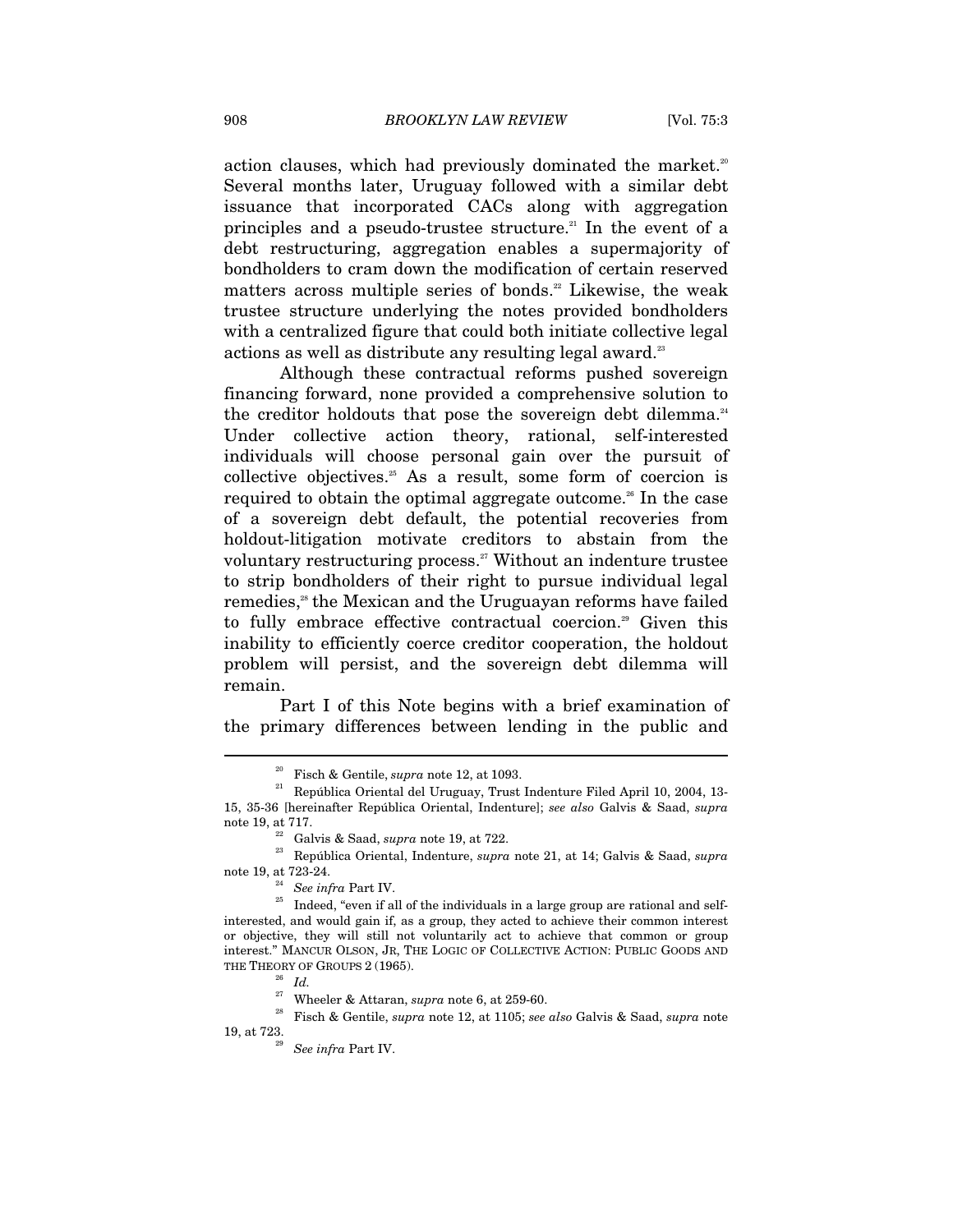action clauses, which had previously dominated the market.[20] Several months later, Uruguay followed with a similar debt issuance that incorporated CACs along with aggregation principles and a pseudo-trustee structure.[21] In the event of a debt restructuring, aggregation enables a supermajority of bondholders to cram down the modification of certain reserved matters across multiple series of bonds.[22] Likewise, the weak trustee structure underlying the notes provided bondholders with a centralized figure that could both initiate collective legal actions as well as distribute any resulting legal award.[23]

Although these contractual reforms pushed sovereign financing forward, none provided a comprehensive solution to the creditor holdouts that pose the sovereign debt dilemma.[24] Under collective action theory, rational, self-interested individuals will choose personal gain over the pursuit of collective objectives.[25] As a result, some form of coercion is required to obtain the optimal aggregate outcome.[26] In the case of a sovereign debt default, the potential recoveries from holdout-litigation motivate creditors to abstain from the voluntary restructuring process.[27] Without an indenture trustee to strip bondholders of their right to pursue individual legal remedies,[28] the Mexican and the Uruguayan reforms have failed to fully embrace effective contractual coercion.[29] Given this inability to efficiently coerce creditor cooperation, the holdout problem will persist, and the sovereign debt dilemma will remain.

Part I of this Note begins with a brief examination of the primary differences between lending in the public and

---

[20] Fisch & Gentile, *supra* note 12, at 1093.

[21] República Oriental del Uruguay, Trust Indenture Filed April 10, 2004, 13-15, 35-36 [hereinafter República Oriental, Indenture]; *see also* Galvis & Saad, *supra* note 19, at 717.

[22] Galvis & Saad, *supra* note 19, at 722.

[23] República Oriental, Indenture, *supra* note 21, at 14; Galvis & Saad, *supra* note 19, at 723-24.

[24] *See infra* Part IV.

[25] Indeed, "even if all of the individuals in a large group are rational and self-interested, and would gain if, as a group, they acted to achieve their common interest or objective, they will still not voluntarily act to achieve that common or group interest." MANCUR OLSON, JR, THE LOGIC OF COLLECTIVE ACTION: PUBLIC GOODS AND THE THEORY OF GROUPS 2 (1965).

[26] *Id.*

[27] Wheeler & Attaran, *supra* note 6, at 259-60.

[28] Fisch & Gentile, *supra* note 12, at 1105; *see also* Galvis & Saad, *supra* note 19, at 723.

[29] *See infra* Part IV.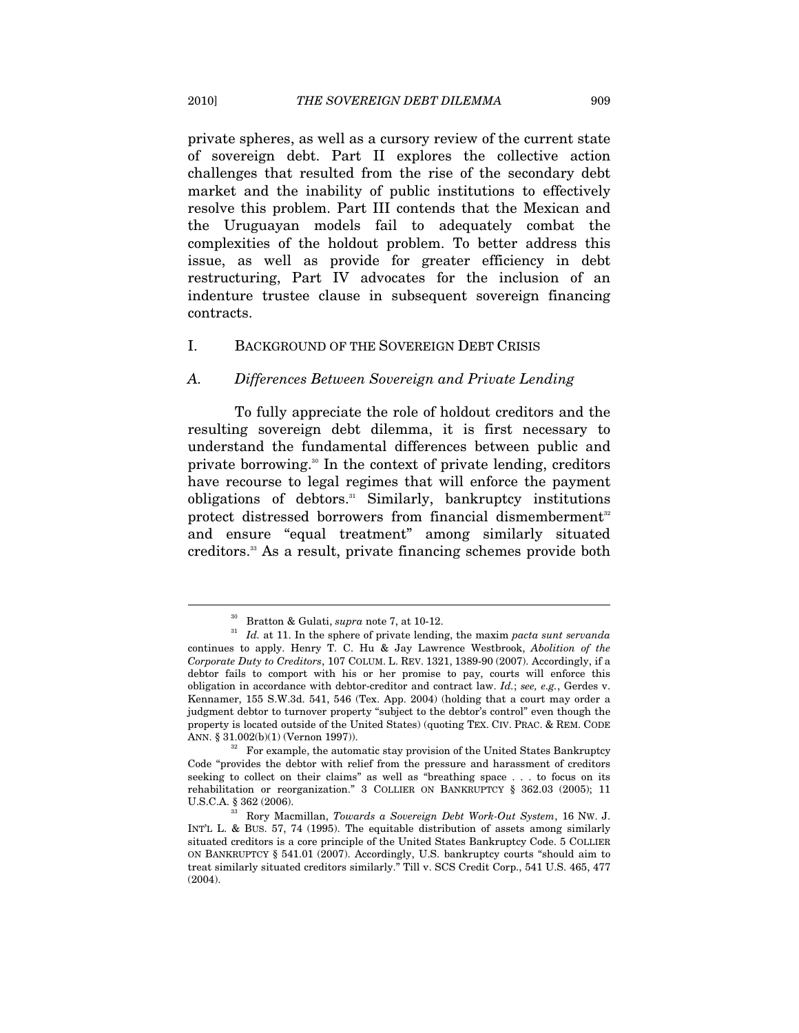private spheres, as well as a cursory review of the current state of sovereign debt. Part II explores the collective action challenges that resulted from the rise of the secondary debt market and the inability of public institutions to effectively resolve this problem. Part III contends that the Mexican and the Uruguayan models fail to adequately combat the complexities of the holdout problem. To better address this issue, as well as provide for greater efficiency in debt restructuring, Part IV advocates for the inclusion of an indenture trustee clause in subsequent sovereign financing contracts.

## I. BACKGROUND OF THE SOVEREIGN DEBT CRISIS

### A. *Differences Between Sovereign and Private Lending*

To fully appreciate the role of holdout creditors and the resulting sovereign debt dilemma, it is first necessary to understand the fundamental differences between public and private borrowing.[30] In the context of private lending, creditors have recourse to legal regimes that will enforce the payment obligations of debtors.[31] Similarly, bankruptcy institutions protect distressed borrowers from financial dismemberment[32] and ensure "equal treatment" among similarly situated creditors.[33] As a result, private financing schemes provide both

---

[30] Bratton & Gulati, *supra* note 7, at 10-12.

[31] *Id.* at 11. In the sphere of private lending, the maxim *pacta sunt servanda* continues to apply. Henry T. C. Hu & Jay Lawrence Westbrook, *Abolition of the Corporate Duty to Creditors*, 107 COLUM. L. REV. 1321, 1389-90 (2007). Accordingly, if a debtor fails to comport with his or her promise to pay, courts will enforce this obligation in accordance with debtor-creditor and contract law. *Id.*; *see, e.g.*, Gerdes v. Kennamer, 155 S.W.3d. 541, 546 (Tex. App. 2004) (holding that a court may order a judgment debtor to turnover property "subject to the debtor's control" even though the property is located outside of the United States) (quoting TEX. CIV. PRAC. & REM. CODE ANN. § 31.002(b)(1) (Vernon 1997)).

[32] For example, the automatic stay provision of the United States Bankruptcy Code "provides the debtor with relief from the pressure and harassment of creditors seeking to collect on their claims" as well as "breathing space . . . to focus on its rehabilitation or reorganization." 3 COLLIER ON BANKRUPTCY § 362.03 (2005); 11 U.S.C.A. § 362 (2006).

[33] Rory Macmillan, *Towards a Sovereign Debt Work-Out System*, 16 NW. J. INT'L L. & BUS. 57, 74 (1995). The equitable distribution of assets among similarly situated creditors is a core principle of the United States Bankruptcy Code. 5 COLLIER ON BANKRUPTCY § 541.01 (2007). Accordingly, U.S. bankruptcy courts "should aim to treat similarly situated creditors similarly." Till v. SCS Credit Corp., 541 U.S. 465, 477 (2004).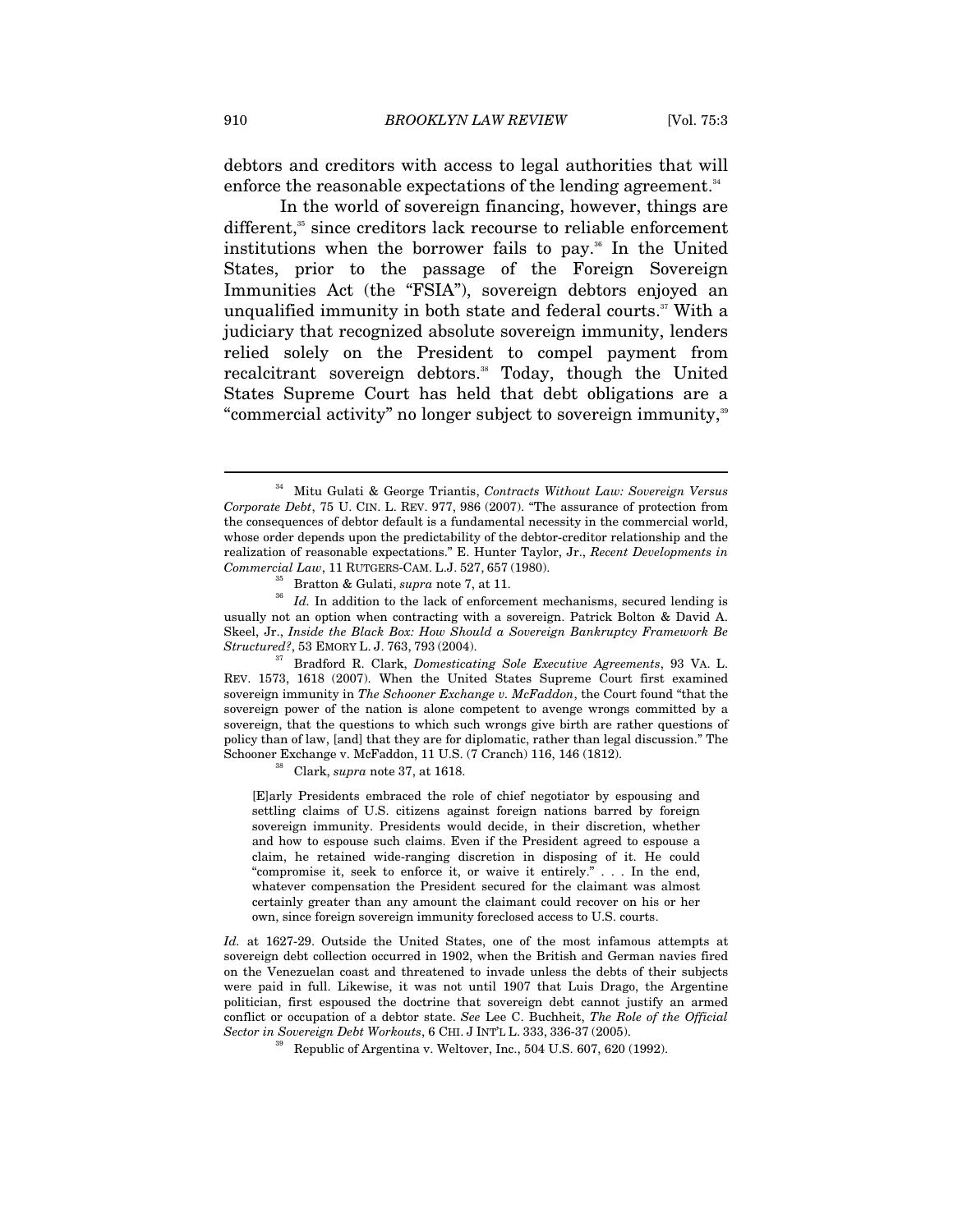debtors and creditors with access to legal authorities that will enforce the reasonable expectations of the lending agreement.[34]

In the world of sovereign financing, however, things are different,[35] since creditors lack recourse to reliable enforcement institutions when the borrower fails to pay.[36] In the United States, prior to the passage of the Foreign Sovereign Immunities Act (the "FSIA"), sovereign debtors enjoyed an unqualified immunity in both state and federal courts.[37] With a judiciary that recognized absolute sovereign immunity, lenders relied solely on the President to compel payment from recalcitrant sovereign debtors.[38] Today, though the United States Supreme Court has held that debt obligations are a "commercial activity" no longer subject to sovereign immunity,[39]

---

[34] Mitu Gulati & George Triantis, *Contracts Without Law: Sovereign Versus Corporate Debt*, 75 U. CIN. L. REV. 977, 986 (2007). "The assurance of protection from the consequences of debtor default is a fundamental necessity in the commercial world, whose order depends upon the predictability of the debtor-creditor relationship and the realization of reasonable expectations." E. Hunter Taylor, Jr., *Recent Developments in Commercial Law*, 11 RUTGERS-CAM. L.J. 527, 657 (1980).

[35] Bratton & Gulati, *supra* note 7, at 11.

[36] *Id.* In addition to the lack of enforcement mechanisms, secured lending is usually not an option when contracting with a sovereign. Patrick Bolton & David A. Skeel, Jr., *Inside the Black Box: How Should a Sovereign Bankruptcy Framework Be Structured?*, 53 EMORY L. J. 763, 793 (2004).

[37] Bradford R. Clark, *Domesticating Sole Executive Agreements*, 93 VA. L. REV. 1573, 1618 (2007). When the United States Supreme Court first examined sovereign immunity in *The Schooner Exchange v. McFaddon*, the Court found "that the sovereign power of the nation is alone competent to avenge wrongs committed by a sovereign, that the questions to which such wrongs give birth are rather questions of policy than of law, [and] that they are for diplomatic, rather than legal discussion." The Schooner Exchange v. McFaddon, 11 U.S. (7 Cranch) 116, 146 (1812).

[38] Clark, *supra* note 37, at 1618.

> [E]arly Presidents embraced the role of chief negotiator by espousing and settling claims of U.S. citizens against foreign nations barred by foreign sovereign immunity. Presidents would decide, in their discretion, whether and how to espouse such claims. Even if the President agreed to espouse a claim, he retained wide-ranging discretion in disposing of it. He could "compromise it, seek to enforce it, or waive it entirely." . . . In the end, whatever compensation the President secured for the claimant was almost certainly greater than any amount the claimant could recover on his or her own, since foreign sovereign immunity foreclosed access to U.S. courts.

*Id.* at 1627-29. Outside the United States, one of the most infamous attempts at sovereign debt collection occurred in 1902, when the British and German navies fired on the Venezuelan coast and threatened to invade unless the debts of their subjects were paid in full. Likewise, it was not until 1907 that Luis Drago, the Argentine politician, first espoused the doctrine that sovereign debt cannot justify an armed conflict or occupation of a debtor state. *See* Lee C. Buchheit, *The Role of the Official Sector in Sovereign Debt Workouts*, 6 CHI. J INT'L L. 333, 336-37 (2005).

[39] Republic of Argentina v. Weltover, Inc., 504 U.S. 607, 620 (1992).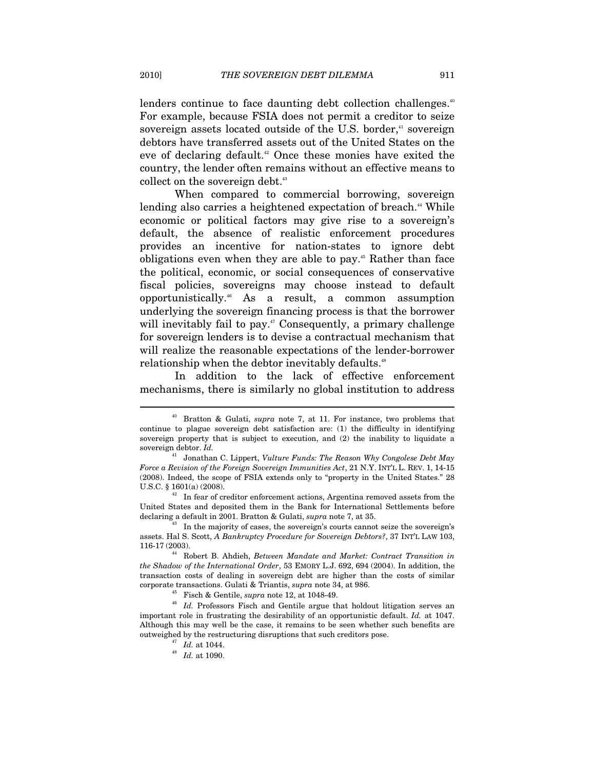lenders continue to face daunting debt collection challenges.[40] For example, because FSIA does not permit a creditor to seize sovereign assets located outside of the U.S. border,[41] sovereign debtors have transferred assets out of the United States on the eve of declaring default.[42] Once these monies have exited the country, the lender often remains without an effective means to collect on the sovereign debt.[43]

When compared to commercial borrowing, sovereign lending also carries a heightened expectation of breach.[44] While economic or political factors may give rise to a sovereign's default, the absence of realistic enforcement procedures provides an incentive for nation-states to ignore debt obligations even when they are able to pay.[45] Rather than face the political, economic, or social consequences of conservative fiscal policies, sovereigns may choose instead to default opportunistically.[46] As a result, a common assumption underlying the sovereign financing process is that the borrower will inevitably fail to pay.[47] Consequently, a primary challenge for sovereign lenders is to devise a contractual mechanism that will realize the reasonable expectations of the lender-borrower relationship when the debtor inevitably defaults.[48]

In addition to the lack of effective enforcement mechanisms, there is similarly no global institution to address

---

[40] Bratton & Gulati, *supra* note 7, at 11. For instance, two problems that continue to plague sovereign debt satisfaction are: (1) the difficulty in identifying sovereign property that is subject to execution, and (2) the inability to liquidate a sovereign debtor. *Id.*

[41] Jonathan C. Lippert, *Vulture Funds: The Reason Why Congolese Debt May Force a Revision of the Foreign Sovereign Immunities Act*, 21 N.Y. INT'L L. REV. 1, 14-15 (2008). Indeed, the scope of FSIA extends only to "property in the United States." 28 U.S.C. § 1601(a) (2008).

[42] In fear of creditor enforcement actions, Argentina removed assets from the United States and deposited them in the Bank for International Settlements before declaring a default in 2001. Bratton & Gulati, *supra* note 7, at 35.

[43] In the majority of cases, the sovereign's courts cannot seize the sovereign's assets. Hal S. Scott, *A Bankruptcy Procedure for Sovereign Debtors?*, 37 INT'L LAW 103, 116-17 (2003).

[44] Robert B. Ahdieh, *Between Mandate and Market: Contract Transition in the Shadow of the International Order*, 53 EMORY L.J. 692, 694 (2004). In addition, the transaction costs of dealing in sovereign debt are higher than the costs of similar corporate transactions. Gulati & Triantis, *supra* note 34, at 986.

[45] Fisch & Gentile, *supra* note 12, at 1048-49.

[46] *Id.* Professors Fisch and Gentile argue that holdout litigation serves an important role in frustrating the desirability of an opportunistic default. *Id.* at 1047. Although this may well be the case, it remains to be seen whether such benefits are outweighed by the restructuring disruptions that such creditors pose.

[47] *Id.* at 1044.

[48] *Id.* at 1090.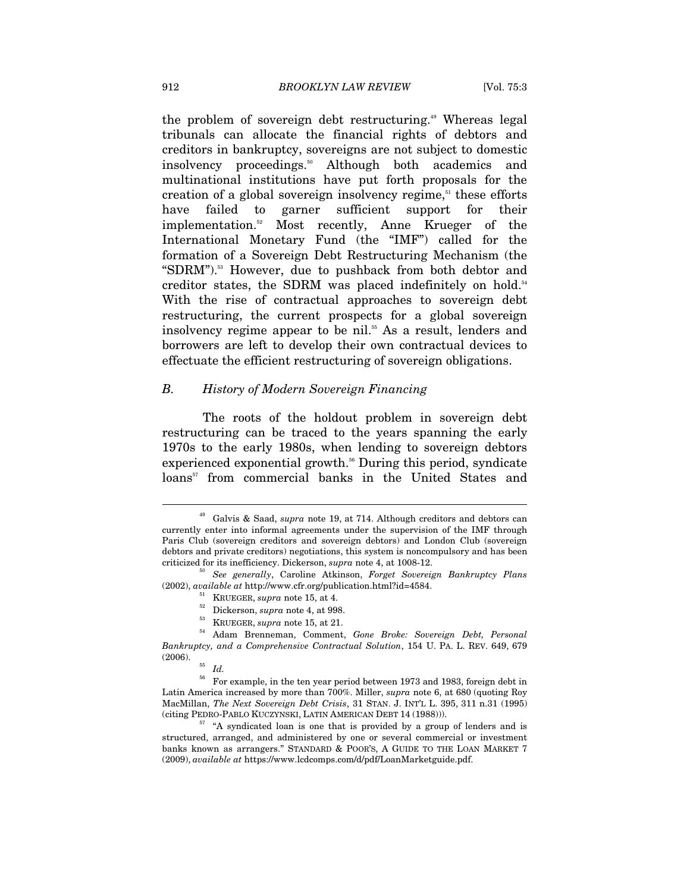the problem of sovereign debt restructuring.[49] Whereas legal tribunals can allocate the financial rights of debtors and creditors in bankruptcy, sovereigns are not subject to domestic insolvency proceedings.[50] Although both academics and multinational institutions have put forth proposals for the creation of a global sovereign insolvency regime,[51] these efforts have failed to garner sufficient support for their implementation.[52] Most recently, Anne Krueger of the International Monetary Fund (the "IMF") called for the formation of a Sovereign Debt Restructuring Mechanism (the "SDRM").[53] However, due to pushback from both debtor and creditor states, the SDRM was placed indefinitely on hold.[54] With the rise of contractual approaches to sovereign debt restructuring, the current prospects for a global sovereign insolvency regime appear to be nil.[55] As a result, lenders and borrowers are left to develop their own contractual devices to effectuate the efficient restructuring of sovereign obligations.

### *B. History of Modern Sovereign Financing*

The roots of the holdout problem in sovereign debt restructuring can be traced to the years spanning the early 1970s to the early 1980s, when lending to sovereign debtors experienced exponential growth.[56] During this period, syndicate loans[57] from commercial banks in the United States and

---

[49] Galvis & Saad, *supra* note 19, at 714. Although creditors and debtors can currently enter into informal agreements under the supervision of the IMF through Paris Club (sovereign creditors and sovereign debtors) and London Club (sovereign debtors and private creditors) negotiations, this system is noncompulsory and has been criticized for its inefficiency. Dickerson, *supra* note 4, at 1008-12.

[50] *See generally*, Caroline Atkinson, *Forget Sovereign Bankruptcy Plans* (2002), *available at* http://www.cfr.org/publication.html?id=4584.

[51] KRUEGER, *supra* note 15, at 4.

[52] Dickerson, *supra* note 4, at 998.

[53] KRUEGER, *supra* note 15, at 21.

[54] Adam Brenneman, Comment, *Gone Broke: Sovereign Debt, Personal Bankruptcy, and a Comprehensive Contractual Solution*, 154 U. PA. L. REV. 649, 679 (2006).

[55] *Id.*

[56] For example, in the ten year period between 1973 and 1983, foreign debt in Latin America increased by more than 700%. Miller, *supra* note 6, at 680 (quoting Roy MacMillan, *The Next Sovereign Debt Crisis*, 31 STAN. J. INT'L L. 395, 311 n.31 (1995) (citing PEDRO-PABLO KUCZYNSKI, LATIN AMERICAN DEBT 14 (1988))).

[57] "A syndicated loan is one that is provided by a group of lenders and is structured, arranged, and administered by one or several commercial or investment banks known as arrangers." STANDARD & POOR'S, A GUIDE TO THE LOAN MARKET 7 (2009), *available at* https://www.lcdcomps.com/d/pdf/LoanMarketguide.pdf.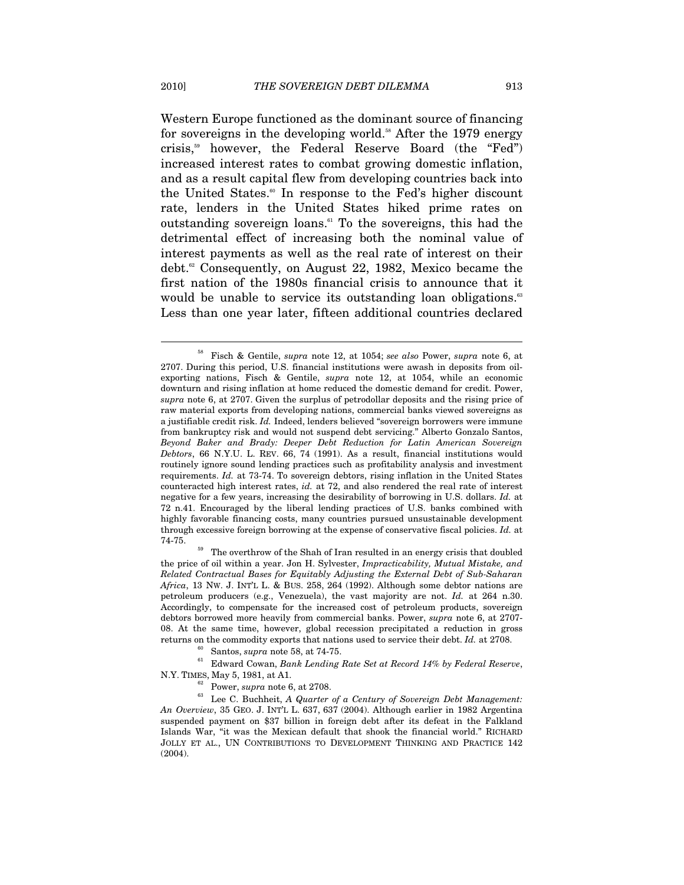Western Europe functioned as the dominant source of financing for sovereigns in the developing world.[58] After the 1979 energy crisis,[59] however, the Federal Reserve Board (the "Fed") increased interest rates to combat growing domestic inflation, and as a result capital flew from developing countries back into the United States.[60] In response to the Fed's higher discount rate, lenders in the United States hiked prime rates on outstanding sovereign loans.[61] To the sovereigns, this had the detrimental effect of increasing both the nominal value of interest payments as well as the real rate of interest on their debt.[62] Consequently, on August 22, 1982, Mexico became the first nation of the 1980s financial crisis to announce that it would be unable to service its outstanding loan obligations.[63] Less than one year later, fifteen additional countries declared

---

[58] Fisch & Gentile, *supra* note 12, at 1054; *see also* Power, *supra* note 6, at 2707. During this period, U.S. financial institutions were awash in deposits from oil-exporting nations, Fisch & Gentile, *supra* note 12, at 1054, while an economic downturn and rising inflation at home reduced the domestic demand for credit. Power, *supra* note 6, at 2707. Given the surplus of petrodollar deposits and the rising price of raw material exports from developing nations, commercial banks viewed sovereigns as a justifiable credit risk. *Id.* Indeed, lenders believed "sovereign borrowers were immune from bankruptcy risk and would not suspend debt servicing." Alberto Gonzalo Santos, *Beyond Baker and Brady: Deeper Debt Reduction for Latin American Sovereign Debtors*, 66 N.Y.U. L. REV. 66, 74 (1991). As a result, financial institutions would routinely ignore sound lending practices such as profitability analysis and investment requirements. *Id.* at 73-74. To sovereign debtors, rising inflation in the United States counteracted high interest rates, *id.* at 72, and also rendered the real rate of interest negative for a few years, increasing the desirability of borrowing in U.S. dollars. *Id.* at 72 n.41. Encouraged by the liberal lending practices of U.S. banks combined with highly favorable financing costs, many countries pursued unsustainable development through excessive foreign borrowing at the expense of conservative fiscal policies. *Id.* at 74-75.

[59] The overthrow of the Shah of Iran resulted in an energy crisis that doubled the price of oil within a year. Jon H. Sylvester, *Impracticability, Mutual Mistake, and Related Contractual Bases for Equitably Adjusting the External Debt of Sub-Saharan Africa*, 13 NW. J. INT'L L. & BUS. 258, 264 (1992). Although some debtor nations are petroleum producers (e.g., Venezuela), the vast majority are not. *Id.* at 264 n.30. Accordingly, to compensate for the increased cost of petroleum products, sovereign debtors borrowed more heavily from commercial banks. Power, *supra* note 6, at 2707-08. At the same time, however, global recession precipitated a reduction in gross returns on the commodity exports that nations used to service their debt. *Id.* at 2708.

[60] Santos, *supra* note 58, at 74-75.

[61] Edward Cowan, *Bank Lending Rate Set at Record 14% by Federal Reserve*, N.Y. TIMES, May 5, 1981, at A1.

[62] Power, *supra* note 6, at 2708.

[63] Lee C. Buchheit, *A Quarter of a Century of Sovereign Debt Management: An Overview*, 35 GEO. J. INT'L L. 637, 637 (2004). Although earlier in 1982 Argentina suspended payment on $37 billion in foreign debt after its defeat in the Falkland Islands War, "it was the Mexican default that shook the financial world." RICHARD JOLLY ET AL., UN CONTRIBUTIONS TO DEVELOPMENT THINKING AND PRACTICE 142 (2004).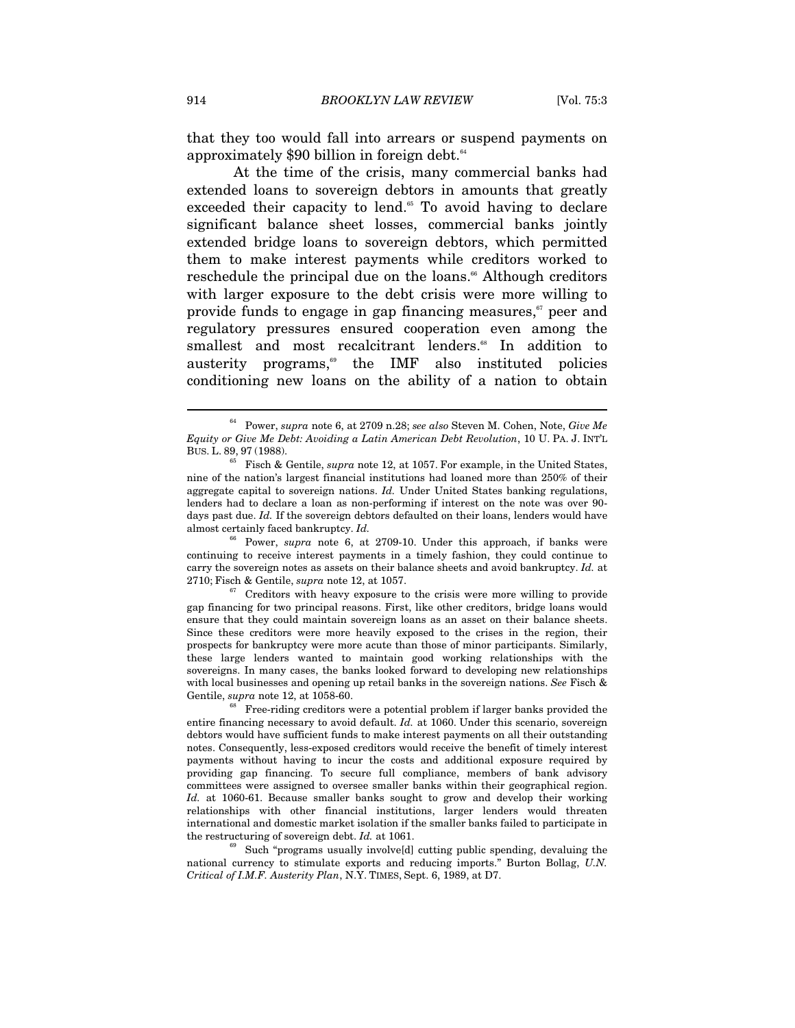that they too would fall into arrears or suspend payments on approximately $90 billion in foreign debt.[64]

At the time of the crisis, many commercial banks had extended loans to sovereign debtors in amounts that greatly exceeded their capacity to lend.[65] To avoid having to declare significant balance sheet losses, commercial banks jointly extended bridge loans to sovereign debtors, which permitted them to make interest payments while creditors worked to reschedule the principal due on the loans.[66] Although creditors with larger exposure to the debt crisis were more willing to provide funds to engage in gap financing measures,[67] peer and regulatory pressures ensured cooperation even among the smallest and most recalcitrant lenders.[68] In addition to austerity programs,[69] the IMF also instituted policies conditioning new loans on the ability of a nation to obtain

---

[64] Power, *supra* note 6, at 2709 n.28; *see also* Steven M. Cohen, Note, *Give Me Equity or Give Me Debt: Avoiding a Latin American Debt Revolution*, 10 U. PA. J. INT'L BUS. L. 89, 97 (1988).

[65] Fisch & Gentile, *supra* note 12, at 1057. For example, in the United States, nine of the nation's largest financial institutions had loaned more than 250% of their aggregate capital to sovereign nations. *Id.* Under United States banking regulations, lenders had to declare a loan as non-performing if interest on the note was over 90-days past due. *Id.* If the sovereign debtors defaulted on their loans, lenders would have almost certainly faced bankruptcy. *Id.*

[66] Power, *supra* note 6, at 2709-10. Under this approach, if banks were continuing to receive interest payments in a timely fashion, they could continue to carry the sovereign notes as assets on their balance sheets and avoid bankruptcy. *Id.* at 2710; Fisch & Gentile, *supra* note 12, at 1057.

[67] Creditors with heavy exposure to the crisis were more willing to provide gap financing for two principal reasons. First, like other creditors, bridge loans would ensure that they could maintain sovereign loans as an asset on their balance sheets. Since these creditors were more heavily exposed to the crises in the region, their prospects for bankruptcy were more acute than those of minor participants. Similarly, these large lenders wanted to maintain good working relationships with the sovereigns. In many cases, the banks looked forward to developing new relationships with local businesses and opening up retail banks in the sovereign nations. *See* Fisch & Gentile, *supra* note 12, at 1058-60.

[68] Free-riding creditors were a potential problem if larger banks provided the entire financing necessary to avoid default. *Id.* at 1060. Under this scenario, sovereign debtors would have sufficient funds to make interest payments on all their outstanding notes. Consequently, less-exposed creditors would receive the benefit of timely interest payments without having to incur the costs and additional exposure required by providing gap financing. To secure full compliance, members of bank advisory committees were assigned to oversee smaller banks within their geographical region. *Id.* at 1060-61. Because smaller banks sought to grow and develop their working relationships with other financial institutions, larger lenders would threaten international and domestic market isolation if the smaller banks failed to participate in the restructuring of sovereign debt. *Id.* at 1061.

[69] Such "programs usually involve[d] cutting public spending, devaluing the national currency to stimulate exports and reducing imports." Burton Bollag, *U.N. Critical of I.M.F. Austerity Plan*, N.Y. TIMES, Sept. 6, 1989, at D7.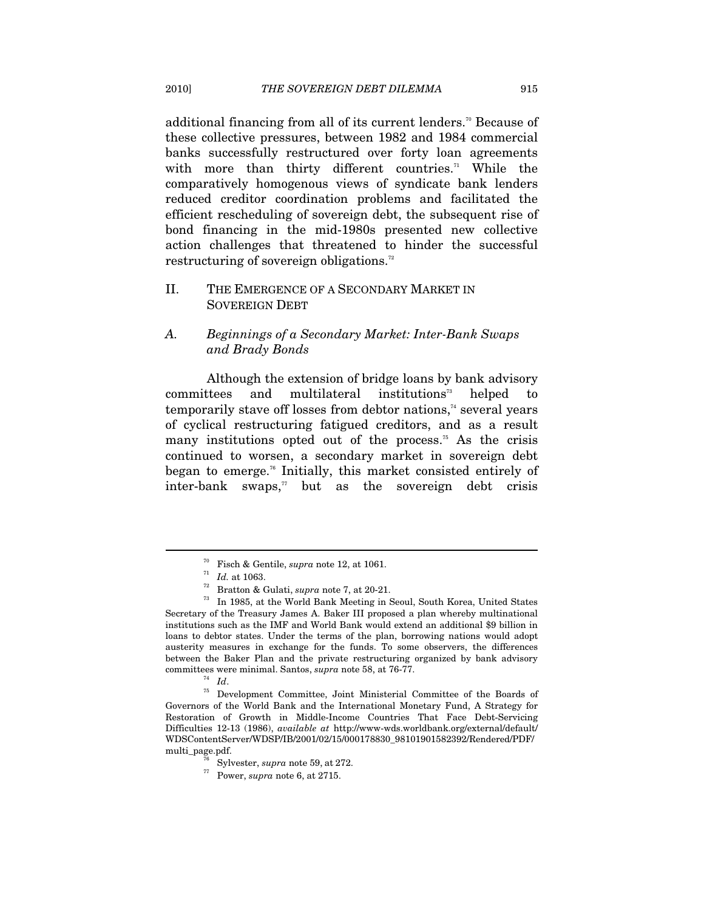additional financing from all of its current lenders.[70] Because of these collective pressures, between 1982 and 1984 commercial banks successfully restructured over forty loan agreements with more than thirty different countries.[71] While the comparatively homogenous views of syndicate bank lenders reduced creditor coordination problems and facilitated the efficient rescheduling of sovereign debt, the subsequent rise of bond financing in the mid-1980s presented new collective action challenges that threatened to hinder the successful restructuring of sovereign obligations.[72]

## II. THE EMERGENCE OF A SECONDARY MARKET IN SOVEREIGN DEBT

### A. *Beginnings of a Secondary Market: Inter-Bank Swaps and Brady Bonds*

Although the extension of bridge loans by bank advisory committees and multilateral institutions[73] helped to temporarily stave off losses from debtor nations,[74] several years of cyclical restructuring fatigued creditors, and as a result many institutions opted out of the process.[75] As the crisis continued to worsen, a secondary market in sovereign debt began to emerge.[76] Initially, this market consisted entirely of inter-bank swaps,[77] but as the sovereign debt crisis

---

[70] Fisch & Gentile, *supra* note 12, at 1061.

[71] *Id.* at 1063.

[72] Bratton & Gulati, *supra* note 7, at 20-21.

[73] In 1985, at the World Bank Meeting in Seoul, South Korea, United States Secretary of the Treasury James A. Baker III proposed a plan whereby multinational institutions such as the IMF and World Bank would extend an additional $9 billion in loans to debtor states. Under the terms of the plan, borrowing nations would adopt austerity measures in exchange for the funds. To some observers, the differences between the Baker Plan and the private restructuring organized by bank advisory committees were minimal. Santos, *supra* note 58, at 76-77.

[74] *Id*.

[75] Development Committee, Joint Ministerial Committee of the Boards of Governors of the World Bank and the International Monetary Fund, A Strategy for Restoration of Growth in Middle-Income Countries That Face Debt-Servicing Difficulties 12-13 (1986), *available at* http://www-wds.worldbank.org/external/default/WDSContentServer/WDSP/IB/2001/02/15/000178830_98101901582392/Rendered/PDF/multi_page.pdf.

[76] Sylvester, *supra* note 59, at 272.

[77] Power, *supra* note 6, at 2715.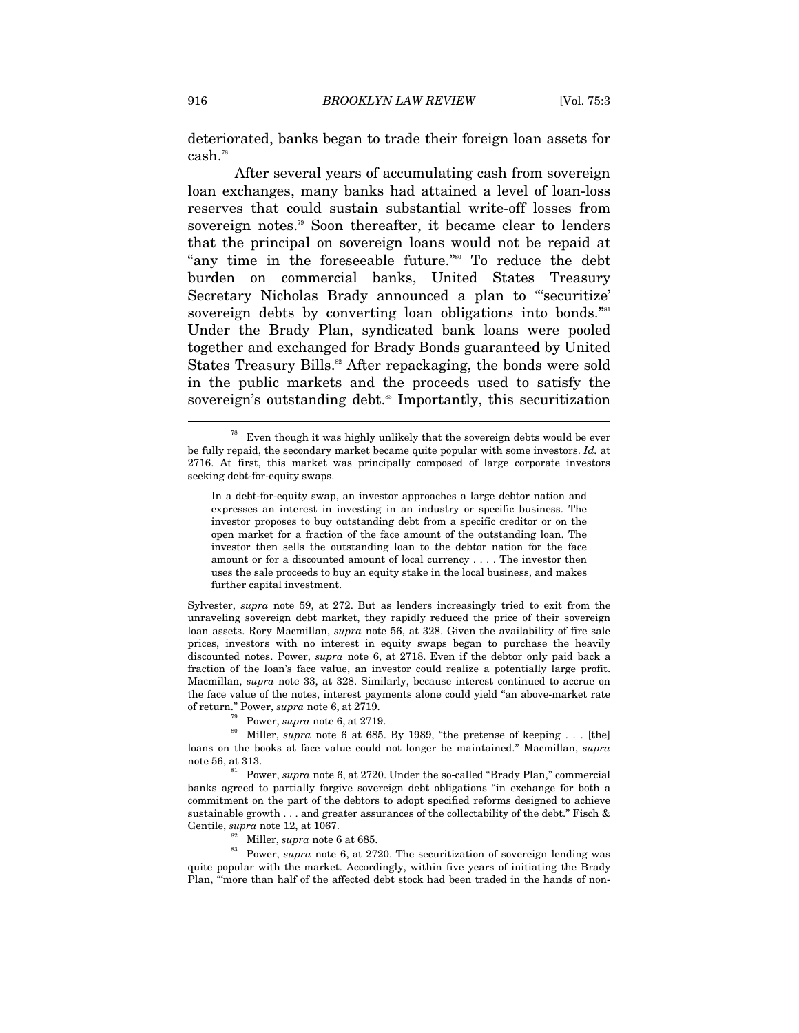deteriorated, banks began to trade their foreign loan assets for cash.[78]

After several years of accumulating cash from sovereign loan exchanges, many banks had attained a level of loan-loss reserves that could sustain substantial write-off losses from sovereign notes.[79] Soon thereafter, it became clear to lenders that the principal on sovereign loans would not be repaid at "any time in the foreseeable future."[80] To reduce the debt burden on commercial banks, United States Treasury Secretary Nicholas Brady announced a plan to "'securitize' sovereign debts by converting loan obligations into bonds."[81] Under the Brady Plan, syndicated bank loans were pooled together and exchanged for Brady Bonds guaranteed by United States Treasury Bills.[82] After repackaging, the bonds were sold in the public markets and the proceeds used to satisfy the sovereign's outstanding debt.[83] Importantly, this securitization

---

[78] Even though it was highly unlikely that the sovereign debts would be ever be fully repaid, the secondary market became quite popular with some investors. *Id.* at 2716. At first, this market was principally composed of large corporate investors seeking debt-for-equity swaps.

> In a debt-for-equity swap, an investor approaches a large debtor nation and expresses an interest in investing in an industry or specific business. The investor proposes to buy outstanding debt from a specific creditor or on the open market for a fraction of the face amount of the outstanding loan. The investor then sells the outstanding loan to the debtor nation for the face amount or for a discounted amount of local currency . . . . The investor then uses the sale proceeds to buy an equity stake in the local business, and makes further capital investment.

Sylvester, *supra* note 59, at 272. But as lenders increasingly tried to exit from the unraveling sovereign debt market, they rapidly reduced the price of their sovereign loan assets. Rory Macmillan, *supra* note 56, at 328. Given the availability of fire sale prices, investors with no interest in equity swaps began to purchase the heavily discounted notes. Power, *supra* note 6, at 2718. Even if the debtor only paid back a fraction of the loan's face value, an investor could realize a potentially large profit. Macmillan, *supra* note 33, at 328. Similarly, because interest continued to accrue on the face value of the notes, interest payments alone could yield "an above-market rate of return." Power, *supra* note 6, at 2719.

[79] Power, *supra* note 6, at 2719.

[80] Miller, *supra* note 6 at 685. By 1989, "the pretense of keeping . . . [the] loans on the books at face value could not longer be maintained." Macmillan, *supra* note 56, at 313.

[81] Power, *supra* note 6, at 2720. Under the so-called "Brady Plan," commercial banks agreed to partially forgive sovereign debt obligations "in exchange for both a commitment on the part of the debtors to adopt specified reforms designed to achieve sustainable growth . . . and greater assurances of the collectability of the debt." Fisch & Gentile, *supra* note 12, at 1067.

[82] Miller, *supra* note 6 at 685.

[83] Power, *supra* note 6, at 2720. The securitization of sovereign lending was quite popular with the market. Accordingly, within five years of initiating the Brady Plan, "'more than half of the affected debt stock had been traded in the hands of non-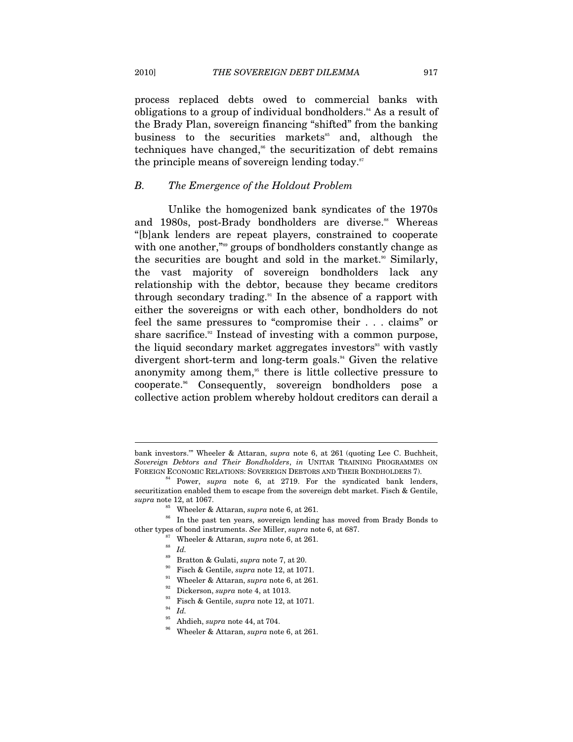process replaced debts owed to commercial banks with obligations to a group of individual bondholders.[84] As a result of the Brady Plan, sovereign financing "shifted" from the banking business to the securities markets[85] and, although the techniques have changed,[86] the securitization of debt remains the principle means of sovereign lending today.[87]

### *B. The Emergence of the Holdout Problem*

Unlike the homogenized bank syndicates of the 1970s and 1980s, post-Brady bondholders are diverse.[88] Whereas "[b]ank lenders are repeat players, constrained to cooperate with one another,"[89] groups of bondholders constantly change as the securities are bought and sold in the market.[90] Similarly, the vast majority of sovereign bondholders lack any relationship with the debtor, because they became creditors through secondary trading.[91] In the absence of a rapport with either the sovereigns or with each other, bondholders do not feel the same pressures to "compromise their . . . claims" or share sacrifice.[92] Instead of investing with a common purpose, the liquid secondary market aggregates investors[93] with vastly divergent short-term and long-term goals.[94] Given the relative anonymity among them,[95] there is little collective pressure to cooperate.[96] Consequently, sovereign bondholders pose a collective action problem whereby holdout creditors can derail a

---

bank investors.'" Wheeler & Attaran, *supra* note 6, at 261 (quoting Lee C. Buchheit, *Sovereign Debtors and Their Bondholders*, *in* UNITAR TRAINING PROGRAMMES ON FOREIGN ECONOMIC RELATIONS: SOVEREIGN DEBTORS AND THEIR BONDHOLDERS 7).

[84] Power, *supra* note 6, at 2719. For the syndicated bank lenders, securitization enabled them to escape from the sovereign debt market. Fisch & Gentile, *supra* note 12, at 1067.

[85] Wheeler & Attaran, *supra* note 6, at 261.

[86] In the past ten years, sovereign lending has moved from Brady Bonds to other types of bond instruments. *See* Miller, *supra* note 6, at 687.

[87] Wheeler & Attaran, *supra* note 6, at 261.

[88] *Id.*

[89] Bratton & Gulati, *supra* note 7, at 20.

[90] Fisch & Gentile, *supra* note 12, at 1071.

[91] Wheeler & Attaran, *supra* note 6, at 261.

[92] Dickerson, *supra* note 4, at 1013.

[93] Fisch & Gentile, *supra* note 12, at 1071.

[94] *Id.*

[95] Ahdieh, *supra* note 44, at 704.

[96] Wheeler & Attaran, *supra* note 6, at 261.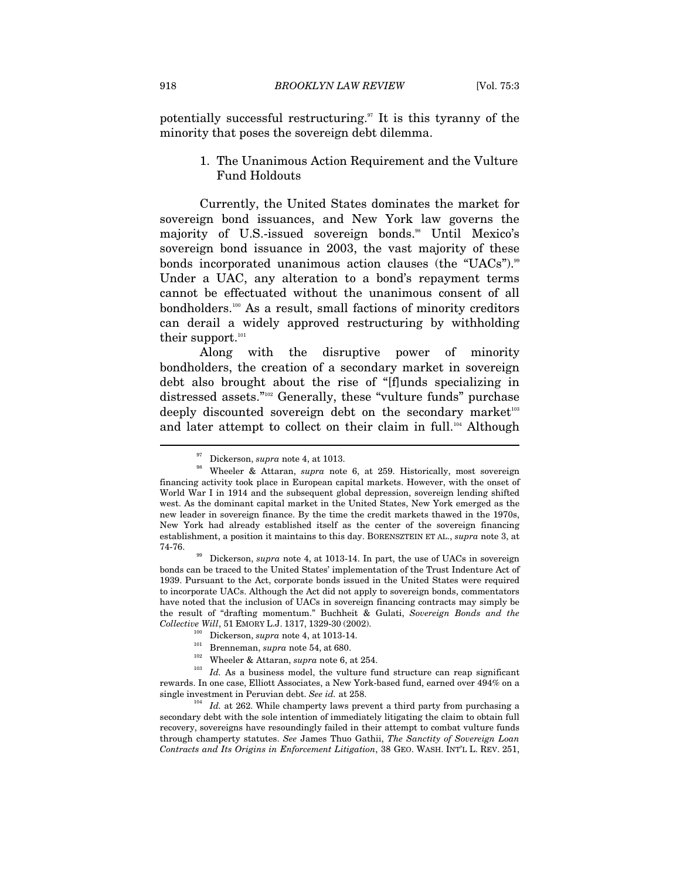potentially successful restructuring.[97] It is this tyranny of the minority that poses the sovereign debt dilemma.

### 1. The Unanimous Action Requirement and the Vulture Fund Holdouts

Currently, the United States dominates the market for sovereign bond issuances, and New York law governs the majority of U.S.-issued sovereign bonds.[98] Until Mexico's sovereign bond issuance in 2003, the vast majority of these bonds incorporated unanimous action clauses (the "UACs").[99] Under a UAC, any alteration to a bond's repayment terms cannot be effectuated without the unanimous consent of all bondholders.[100] As a result, small factions of minority creditors can derail a widely approved restructuring by withholding their support.[101]

Along with the disruptive power of minority bondholders, the creation of a secondary market in sovereign debt also brought about the rise of "[f]unds specializing in distressed assets."[102] Generally, these "vulture funds" purchase deeply discounted sovereign debt on the secondary market[103] and later attempt to collect on their claim in full.[104] Although

---

[97] Dickerson, *supra* note 4, at 1013.

[98] Wheeler & Attaran, *supra* note 6, at 259. Historically, most sovereign financing activity took place in European capital markets. However, with the onset of World War I in 1914 and the subsequent global depression, sovereign lending shifted west. As the dominant capital market in the United States, New York emerged as the new leader in sovereign finance. By the time the credit markets thawed in the 1970s, New York had already established itself as the center of the sovereign financing establishment, a position it maintains to this day. BORENSZTEIN ET AL., *supra* note 3, at 74-76.

[99] Dickerson, *supra* note 4, at 1013-14. In part, the use of UACs in sovereign bonds can be traced to the United States' implementation of the Trust Indenture Act of 1939. Pursuant to the Act, corporate bonds issued in the United States were required to incorporate UACs. Although the Act did not apply to sovereign bonds, commentators have noted that the inclusion of UACs in sovereign financing contracts may simply be the result of "drafting momentum." Buchheit & Gulati, *Sovereign Bonds and the Collective Will*, 51 EMORY L.J. 1317, 1329-30 (2002).

[100] Dickerson, *supra* note 4, at 1013-14.

[101] Brenneman, *supra* note 54, at 680.

[102] Wheeler & Attaran, *supra* note 6, at 254.

[103] *Id.* As a business model, the vulture fund structure can reap significant rewards. In one case, Elliott Associates, a New York-based fund, earned over 494% on a single investment in Peruvian debt. *See id.* at 258.

[104] *Id.* at 262. While champerty laws prevent a third party from purchasing a secondary debt with the sole intention of immediately litigating the claim to obtain full recovery, sovereigns have resoundingly failed in their attempt to combat vulture funds through champerty statutes. *See* James Thuo Gathii, *The Sanctity of Sovereign Loan Contracts and Its Origins in Enforcement Litigation*, 38 GEO. WASH. INT'L L. REV. 251,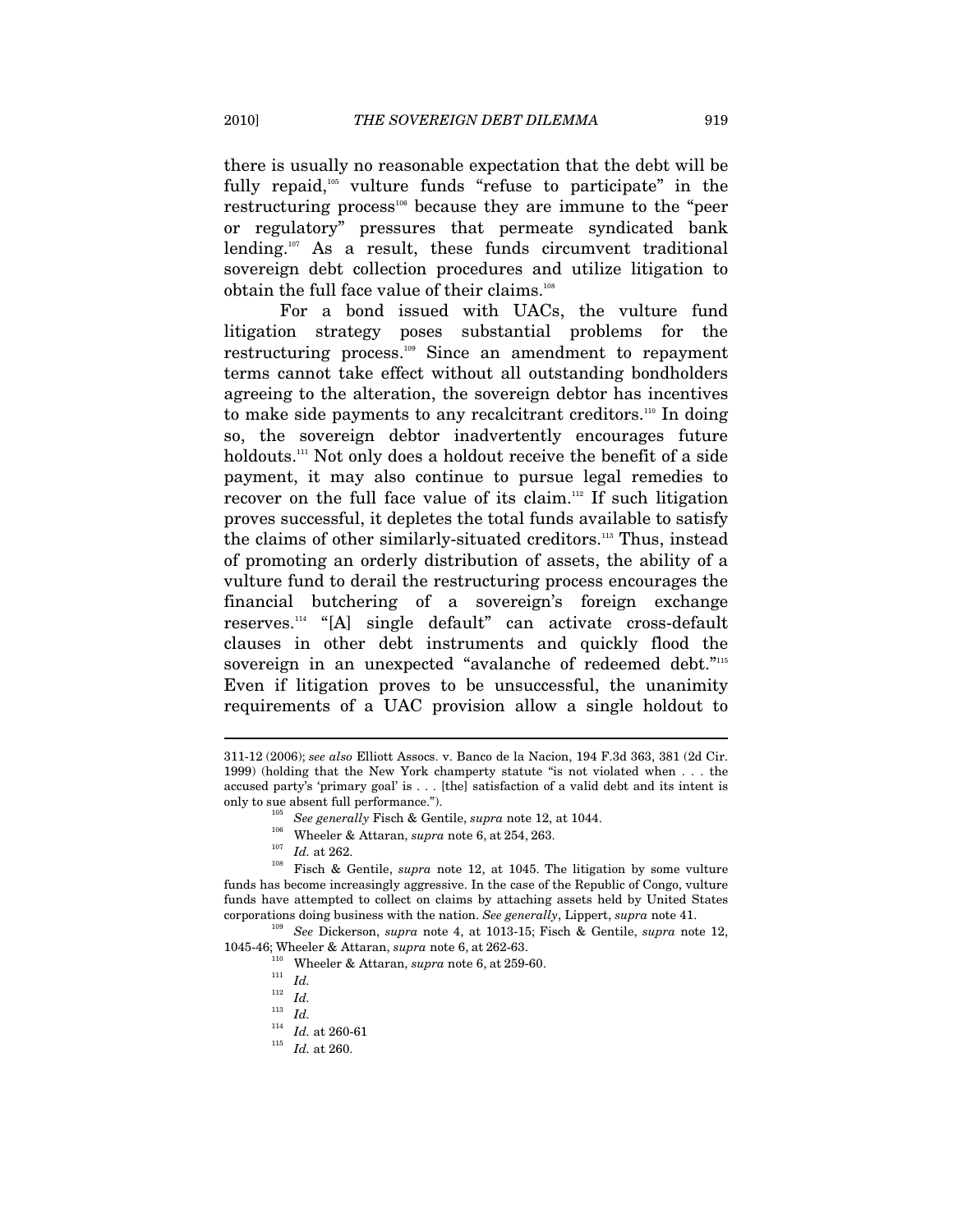there is usually no reasonable expectation that the debt will be fully repaid,[105] vulture funds "refuse to participate" in the restructuring process[106] because they are immune to the "peer or regulatory" pressures that permeate syndicated bank lending.[107] As a result, these funds circumvent traditional sovereign debt collection procedures and utilize litigation to obtain the full face value of their claims.[108]

For a bond issued with UACs, the vulture fund litigation strategy poses substantial problems for the restructuring process.[109] Since an amendment to repayment terms cannot take effect without all outstanding bondholders agreeing to the alteration, the sovereign debtor has incentives to make side payments to any recalcitrant creditors.[110] In doing so, the sovereign debtor inadvertently encourages future holdouts.[111] Not only does a holdout receive the benefit of a side payment, it may also continue to pursue legal remedies to recover on the full face value of its claim.[112] If such litigation proves successful, it depletes the total funds available to satisfy the claims of other similarly-situated creditors.[113] Thus, instead of promoting an orderly distribution of assets, the ability of a vulture fund to derail the restructuring process encourages the financial butchering of a sovereign's foreign exchange reserves.[114] "[A] single default" can activate cross-default clauses in other debt instruments and quickly flood the sovereign in an unexpected "avalanche of redeemed debt."[115] Even if litigation proves to be unsuccessful, the unanimity requirements of a UAC provision allow a single holdout to

---

311-12 (2006); *see also* Elliott Assocs. v. Banco de la Nacion, 194 F.3d 363, 381 (2d Cir. 1999) (holding that the New York champerty statute "is not violated when . . . the accused party's 'primary goal' is . . . [the] satisfaction of a valid debt and its intent is only to sue absent full performance.").

[105] *See generally* Fisch & Gentile, *supra* note 12, at 1044.

[106] Wheeler & Attaran, *supra* note 6, at 254, 263.

[107] *Id.* at 262.

[108] Fisch & Gentile, *supra* note 12, at 1045. The litigation by some vulture funds has become increasingly aggressive. In the case of the Republic of Congo, vulture funds have attempted to collect on claims by attaching assets held by United States corporations doing business with the nation. *See generally*, Lippert, *supra* note 41.

[109] *See* Dickerson, *supra* note 4, at 1013-15; Fisch & Gentile, *supra* note 12, 1045-46; Wheeler & Attaran, *supra* note 6, at 262-63.

[110] Wheeler & Attaran, *supra* note 6, at 259-60.

[111] *Id.*

[112] *Id.*

[113] *Id.*

[114] *Id.* at 260-61

[115] *Id.* at 260.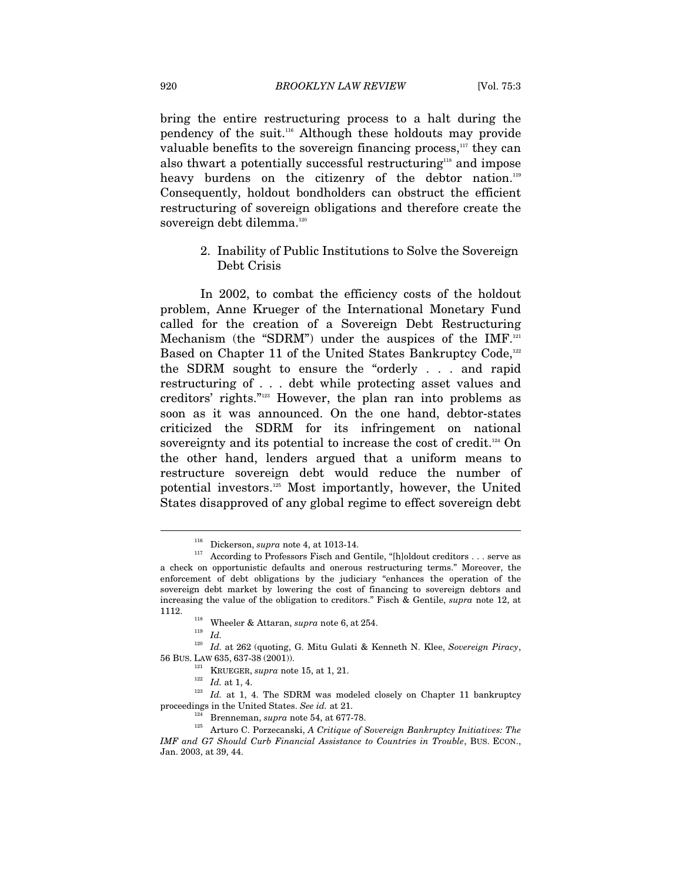bring the entire restructuring process to a halt during the pendency of the suit.[116] Although these holdouts may provide valuable benefits to the sovereign financing process,[117] they can also thwart a potentially successful restructuring[118] and impose heavy burdens on the citizenry of the debtor nation.[119] Consequently, holdout bondholders can obstruct the efficient restructuring of sovereign obligations and therefore create the sovereign debt dilemma.[120]

### 2. Inability of Public Institutions to Solve the Sovereign Debt Crisis

In 2002, to combat the efficiency costs of the holdout problem, Anne Krueger of the International Monetary Fund called for the creation of a Sovereign Debt Restructuring Mechanism (the "SDRM") under the auspices of the IMF.[121] Based on Chapter 11 of the United States Bankruptcy Code,[122] the SDRM sought to ensure the "orderly . . . and rapid restructuring of . . . debt while protecting asset values and creditors' rights."[123] However, the plan ran into problems as soon as it was announced. On the one hand, debtor-states criticized the SDRM for its infringement on national sovereignty and its potential to increase the cost of credit.[124] On the other hand, lenders argued that a uniform means to restructure sovereign debt would reduce the number of potential investors.[125] Most importantly, however, the United States disapproved of any global regime to effect sovereign debt

---

[116] Dickerson, *supra* note 4, at 1013-14.

[117] According to Professors Fisch and Gentile, "[h]oldout creditors . . . serve as a check on opportunistic defaults and onerous restructuring terms." Moreover, the enforcement of debt obligations by the judiciary "enhances the operation of the sovereign debt market by lowering the cost of financing to sovereign debtors and increasing the value of the obligation to creditors." Fisch & Gentile, *supra* note 12, at 1112.

[118] Wheeler & Attaran, *supra* note 6, at 254.

[119] *Id.*

[120] *Id.* at 262 (quoting, G. Mitu Gulati & Kenneth N. Klee, *Sovereign Piracy*, 56 BUS. LAW 635, 637-38 (2001)).

[121] KRUEGER, *supra* note 15, at 1, 21.

[122] *Id.* at 1, 4.

[123] *Id.* at 1, 4. The SDRM was modeled closely on Chapter 11 bankruptcy proceedings in the United States. *See id.* at 21.

[124] Brenneman, *supra* note 54, at 677-78.

[125] Arturo C. Porzecanski, *A Critique of Sovereign Bankruptcy Initiatives: The IMF and G7 Should Curb Financial Assistance to Countries in Trouble*, BUS. ECON., Jan. 2003, at 39, 44.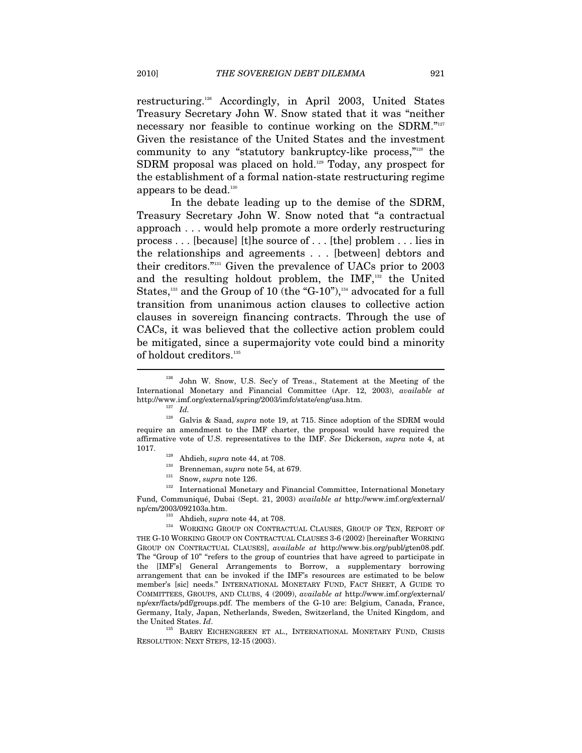restructuring.[126] Accordingly, in April 2003, United States Treasury Secretary John W. Snow stated that it was "neither necessary nor feasible to continue working on the SDRM."[127] Given the resistance of the United States and the investment community to any "statutory bankruptcy-like process,"[128] the SDRM proposal was placed on hold.[129] Today, any prospect for the establishment of a formal nation-state restructuring regime appears to be dead.[130]

In the debate leading up to the demise of the SDRM, Treasury Secretary John W. Snow noted that "a contractual approach . . . would help promote a more orderly restructuring process . . . [because] [t]he source of . . . [the] problem . . . lies in the relationships and agreements . . . [between] debtors and their creditors."[131] Given the prevalence of UACs prior to 2003 and the resulting holdout problem, the IMF,[132] the United States,[133] and the Group of 10 (the "G-10"),[134] advocated for a full transition from unanimous action clauses to collective action clauses in sovereign financing contracts. Through the use of CACs, it was believed that the collective action problem could be mitigated, since a supermajority vote could bind a minority of holdout creditors.[135]

---

[126] John W. Snow, U.S. Sec'y of Treas., Statement at the Meeting of the International Monetary and Financial Committee (Apr. 12, 2003), *available at* http://www.imf.org/external/spring/2003/imfc/state/eng/usa.htm.

[127] *Id.*

[128] Galvis & Saad, *supra* note 19, at 715. Since adoption of the SDRM would require an amendment to the IMF charter, the proposal would have required the affirmative vote of U.S. representatives to the IMF. *See* Dickerson, *supra* note 4, at 1017.

[129] Ahdieh, *supra* note 44, at 708.

[130] Brenneman, *supra* note 54, at 679.

[131] Snow, *supra* note 126.

[132] International Monetary and Financial Committee, International Monetary Fund, Communiqué, Dubai (Sept. 21, 2003) *available at* http://www.imf.org/external/np/cm/2003/092103a.htm.

[133] Ahdieh, *supra* note 44, at 708.

[134] WORKING GROUP ON CONTRACTUAL CLAUSES, GROUP OF TEN, REPORT OF THE G-10 WORKING GROUP ON CONTRACTUAL CLAUSES 3-6 (2002) [hereinafter WORKING GROUP ON CONTRACTUAL CLAUSES], *available at* http://www.bis.org/publ/gten08.pdf. The "Group of 10" "refers to the group of countries that have agreed to participate in the [IMF's] General Arrangements to Borrow, a supplementary borrowing arrangement that can be invoked if the IMF's resources are estimated to be below member's [sic] needs." INTERNATIONAL MONETARY FUND, FACT SHEET, A GUIDE TO COMMITTEES, GROUPS, AND CLUBS, 4 (2009), *available at* http://www.imf.org/external/np/exr/facts/pdf/groups.pdf. The members of the G-10 are: Belgium, Canada, France, Germany, Italy, Japan, Netherlands, Sweden, Switzerland, the United Kingdom, and the United States. *Id*.

[135] BARRY EICHENGREEN ET AL., INTERNATIONAL MONETARY FUND, CRISIS RESOLUTION: NEXT STEPS, 12-15 (2003).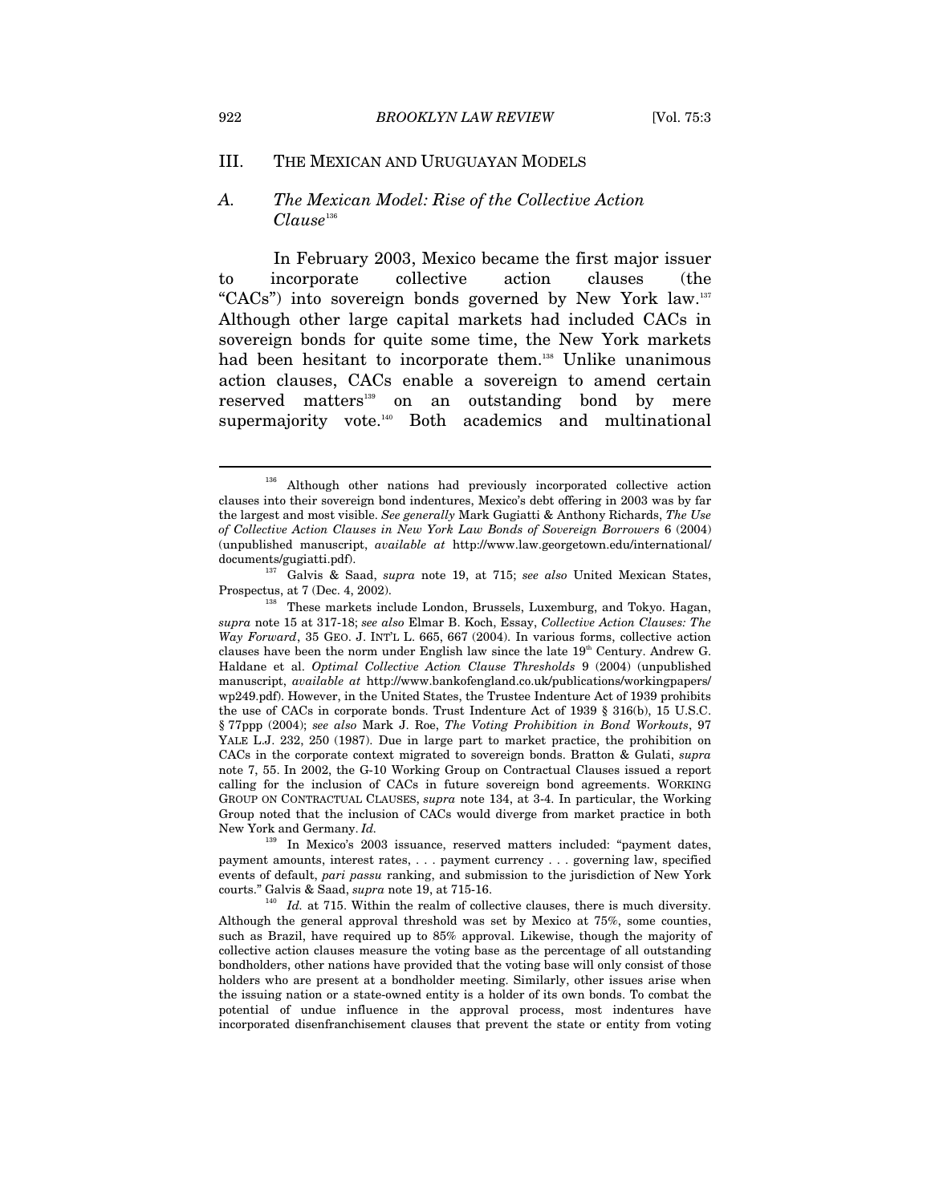## III. THE MEXICAN AND URUGUAYAN MODELS

### A. *The Mexican Model: Rise of the Collective Action Clause*[136]

In February 2003, Mexico became the first major issuer to incorporate collective action clauses (the "CACs") into sovereign bonds governed by New York law.[137] Although other large capital markets had included CACs in sovereign bonds for quite some time, the New York markets had been hesitant to incorporate them.[138] Unlike unanimous action clauses, CACs enable a sovereign to amend certain reserved matters[139] on an outstanding bond by mere supermajority vote.[140] Both academics and multinational

---

[136] Although other nations had previously incorporated collective action clauses into their sovereign bond indentures, Mexico's debt offering in 2003 was by far the largest and most visible. *See generally* Mark Gugiatti & Anthony Richards, *The Use of Collective Action Clauses in New York Law Bonds of Sovereign Borrowers* 6 (2004) (unpublished manuscript, *available at* http://www.law.georgetown.edu/international/documents/gugiatti.pdf).

[137] Galvis & Saad, *supra* note 19, at 715; *see also* United Mexican States, Prospectus, at 7 (Dec. 4, 2002).

[138] These markets include London, Brussels, Luxemburg, and Tokyo. Hagan, *supra* note 15 at 317-18; *see also* Elmar B. Koch, Essay, *Collective Action Clauses: The Way Forward*, 35 GEO. J. INT'L L. 665, 667 (2004). In various forms, collective action clauses have been the norm under English law since the late 19th Century. Andrew G. Haldane et al. *Optimal Collective Action Clause Thresholds* 9 (2004) (unpublished manuscript, *available at* http://www.bankofengland.co.uk/publications/workingpapers/wp249.pdf). However, in the United States, the Trustee Indenture Act of 1939 prohibits the use of CACs in corporate bonds. Trust Indenture Act of 1939 § 316(b), 15 U.S.C. § 77ppp (2004); *see also* Mark J. Roe, *The Voting Prohibition in Bond Workouts*, 97 YALE L.J. 232, 250 (1987). Due in large part to market practice, the prohibition on CACs in the corporate context migrated to sovereign bonds. Bratton & Gulati, *supra* note 7, 55. In 2002, the G-10 Working Group on Contractual Clauses issued a report calling for the inclusion of CACs in future sovereign bond agreements. WORKING GROUP ON CONTRACTUAL CLAUSES, *supra* note 134, at 3-4. In particular, the Working Group noted that the inclusion of CACs would diverge from market practice in both New York and Germany. *Id.*

[139] In Mexico's 2003 issuance, reserved matters included: "payment dates, payment amounts, interest rates, . . . payment currency . . . governing law, specified events of default, *pari passu* ranking, and submission to the jurisdiction of New York courts." Galvis & Saad, *supra* note 19, at 715-16.

[140] *Id.* at 715. Within the realm of collective clauses, there is much diversity. Although the general approval threshold was set by Mexico at 75%, some counties, such as Brazil, have required up to 85% approval. Likewise, though the majority of collective action clauses measure the voting base as the percentage of all outstanding bondholders, other nations have provided that the voting base will only consist of those holders who are present at a bondholder meeting. Similarly, other issues arise when the issuing nation or a state-owned entity is a holder of its own bonds. To combat the potential of undue influence in the approval process, most indentures have incorporated disenfranchisement clauses that prevent the state or entity from voting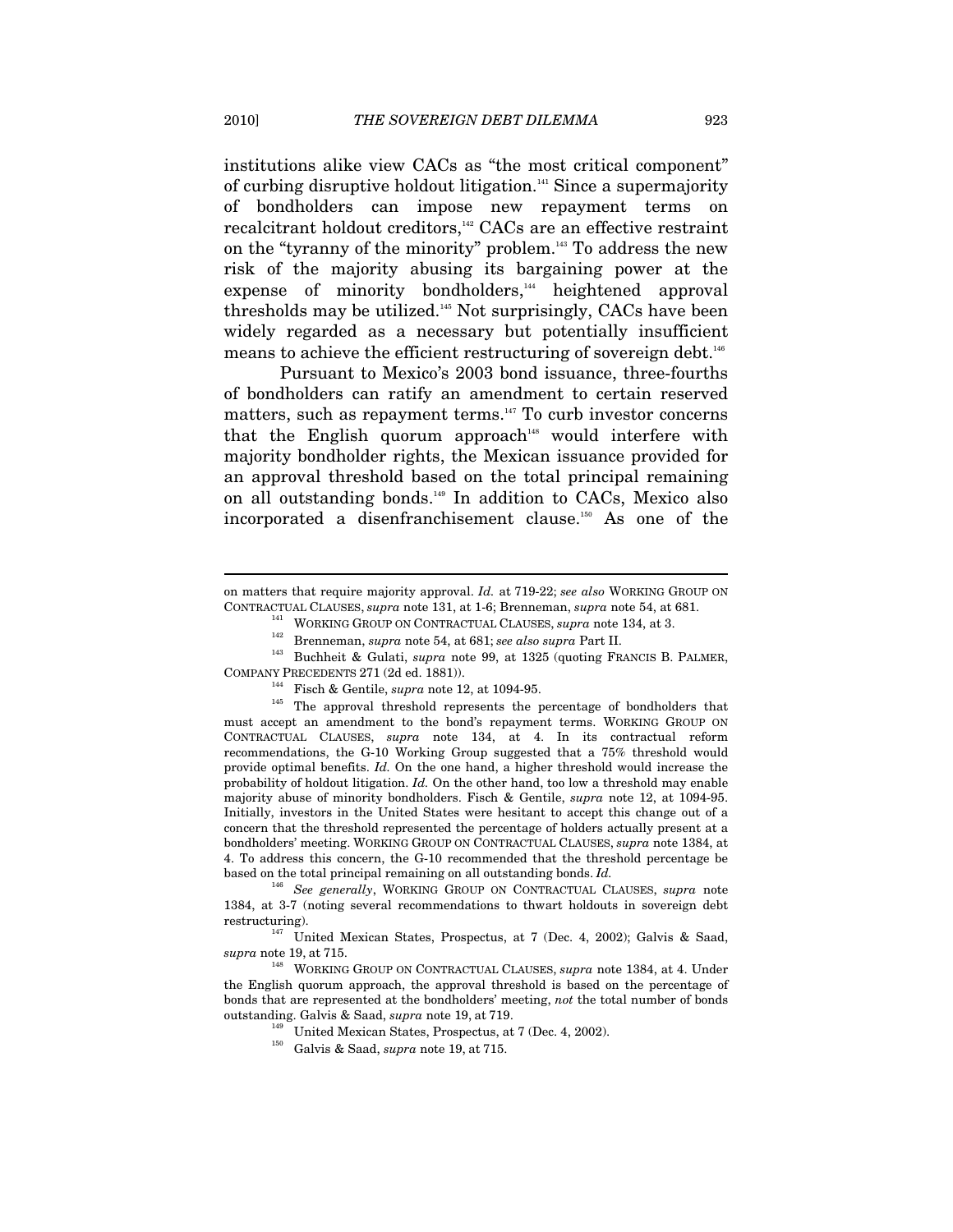institutions alike view CACs as "the most critical component" of curbing disruptive holdout litigation.[141] Since a supermajority of bondholders can impose new repayment terms on recalcitrant holdout creditors,[142] CACs are an effective restraint on the "tyranny of the minority" problem.[143] To address the new risk of the majority abusing its bargaining power at the expense of minority bondholders,[144] heightened approval thresholds may be utilized.[145] Not surprisingly, CACs have been widely regarded as a necessary but potentially insufficient means to achieve the efficient restructuring of sovereign debt.[146]

Pursuant to Mexico's 2003 bond issuance, three-fourths of bondholders can ratify an amendment to certain reserved matters, such as repayment terms.[147] To curb investor concerns that the English quorum approach[148] would interfere with majority bondholder rights, the Mexican issuance provided for an approval threshold based on the total principal remaining on all outstanding bonds.[149] In addition to CACs, Mexico also incorporated a disenfranchisement clause.[150] As one of the

---

on matters that require majority approval. *Id.* at 719-22; *see also* WORKING GROUP ON CONTRACTUAL CLAUSES, *supra* note 131, at 1-6; Brenneman, *supra* note 54, at 681.

[141] WORKING GROUP ON CONTRACTUAL CLAUSES, *supra* note 134, at 3.

[142] Brenneman, *supra* note 54, at 681; *see also supra* Part II.

[143] Buchheit & Gulati, *supra* note 99, at 1325 (quoting FRANCIS B. PALMER, COMPANY PRECEDENTS 271 (2d ed. 1881)).

[144] Fisch & Gentile, *supra* note 12, at 1094-95.

[145] The approval threshold represents the percentage of bondholders that must accept an amendment to the bond's repayment terms. WORKING GROUP ON CONTRACTUAL CLAUSES, *supra* note 134, at 4. In its contractual reform recommendations, the G-10 Working Group suggested that a 75% threshold would provide optimal benefits. *Id.* On the one hand, a higher threshold would increase the probability of holdout litigation. *Id.* On the other hand, too low a threshold may enable majority abuse of minority bondholders. Fisch & Gentile, *supra* note 12, at 1094-95. Initially, investors in the United States were hesitant to accept this change out of a concern that the threshold represented the percentage of holders actually present at a bondholders' meeting. WORKING GROUP ON CONTRACTUAL CLAUSES, *supra* note 1384, at 4. To address this concern, the G-10 recommended that the threshold percentage be based on the total principal remaining on all outstanding bonds. *Id.*

[146] *See generally*, WORKING GROUP ON CONTRACTUAL CLAUSES, *supra* note 1384, at 3-7 (noting several recommendations to thwart holdouts in sovereign debt restructuring).

[147] United Mexican States, Prospectus, at 7 (Dec. 4, 2002); Galvis & Saad, *supra* note 19, at 715.

[148] WORKING GROUP ON CONTRACTUAL CLAUSES, *supra* note 1384, at 4. Under the English quorum approach, the approval threshold is based on the percentage of bonds that are represented at the bondholders' meeting, *not* the total number of bonds outstanding. Galvis & Saad, *supra* note 19, at 719.

[149] United Mexican States, Prospectus, at 7 (Dec. 4, 2002).

[150] Galvis & Saad, *supra* note 19, at 715.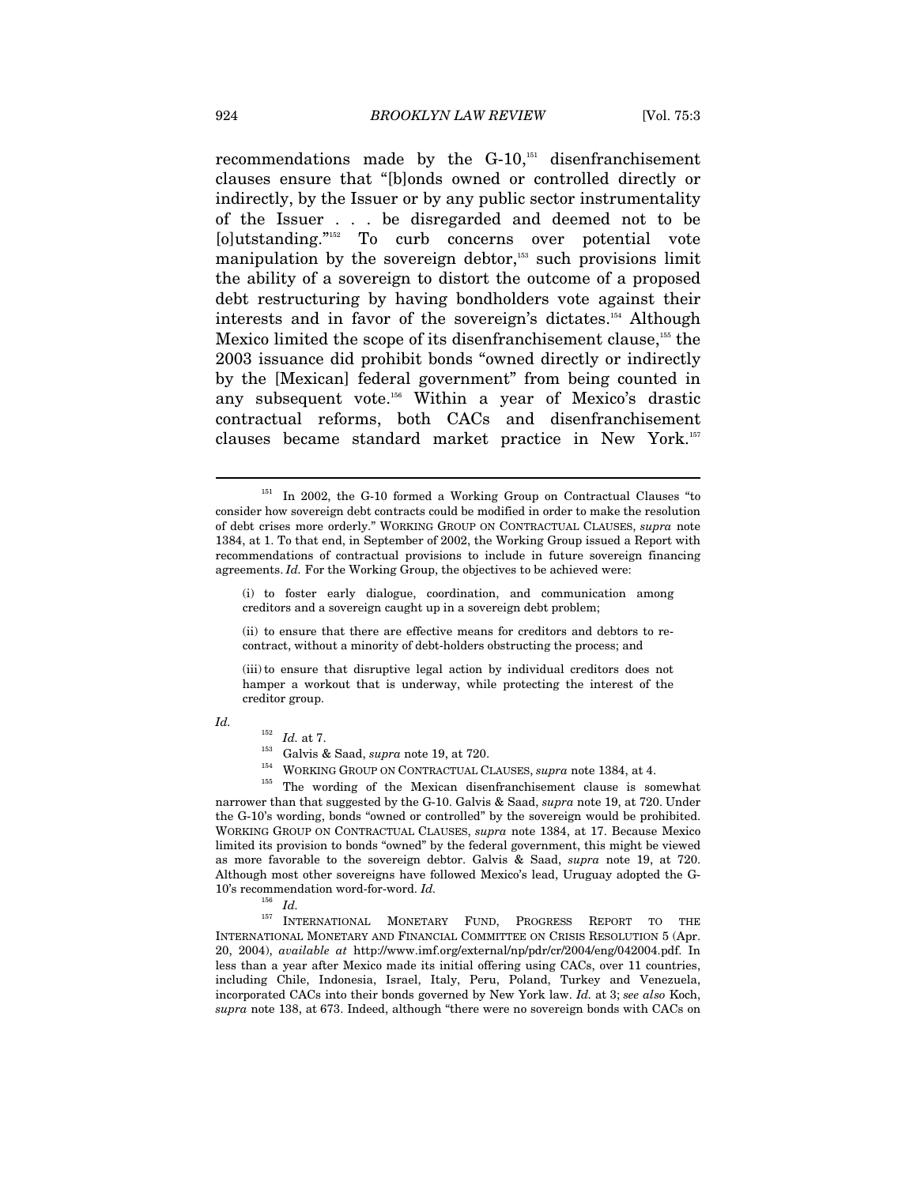recommendations made by the G-10,[151] disenfranchisement clauses ensure that "[b]onds owned or controlled directly or indirectly, by the Issuer or by any public sector instrumentality of the Issuer . . . be disregarded and deemed not to be [o]utstanding."[152] To curb concerns over potential vote manipulation by the sovereign debtor,[153] such provisions limit the ability of a sovereign to distort the outcome of a proposed debt restructuring by having bondholders vote against their interests and in favor of the sovereign's dictates.[154] Although Mexico limited the scope of its disenfranchisement clause,[155] the 2003 issuance did prohibit bonds "owned directly or indirectly by the [Mexican] federal government" from being counted in any subsequent vote.[156] Within a year of Mexico's drastic contractual reforms, both CACs and disenfranchisement clauses became standard market practice in New York.[157]

---

[151] In 2002, the G-10 formed a Working Group on Contractual Clauses "to consider how sovereign debt contracts could be modified in order to make the resolution of debt crises more orderly." WORKING GROUP ON CONTRACTUAL CLAUSES, *supra* note 1384, at 1. To that end, in September of 2002, the Working Group issued a Report with recommendations of contractual provisions to include in future sovereign financing agreements. *Id.* For the Working Group, the objectives to be achieved were:

> (i) to foster early dialogue, coordination, and communication among creditors and a sovereign caught up in a sovereign debt problem;
>
> (ii) to ensure that there are effective means for creditors and debtors to re-contract, without a minority of debt-holders obstructing the process; and
>
> (iii) to ensure that disruptive legal action by individual creditors does not hamper a workout that is underway, while protecting the interest of the creditor group.

*Id.*

[152] *Id.* at 7.

[153] Galvis & Saad, *supra* note 19, at 720.

[154] WORKING GROUP ON CONTRACTUAL CLAUSES, *supra* note 1384, at 4.

[155] The wording of the Mexican disenfranchisement clause is somewhat narrower than that suggested by the G-10. Galvis & Saad, *supra* note 19, at 720. Under the G-10's wording, bonds "owned or controlled" by the sovereign would be prohibited. WORKING GROUP ON CONTRACTUAL CLAUSES, *supra* note 1384, at 17. Because Mexico limited its provision to bonds "owned" by the federal government, this might be viewed as more favorable to the sovereign debtor. Galvis & Saad, *supra* note 19, at 720. Although most other sovereigns have followed Mexico's lead, Uruguay adopted the G-10's recommendation word-for-word. *Id.*

[156] *Id.*

[157] INTERNATIONAL MONETARY FUND, PROGRESS REPORT TO THE INTERNATIONAL MONETARY AND FINANCIAL COMMITTEE ON CRISIS RESOLUTION 5 (Apr. 20, 2004), *available at* http://www.imf.org/external/np/pdr/cr/2004/eng/042004.pdf. In less than a year after Mexico made its initial offering using CACs, over 11 countries, including Chile, Indonesia, Israel, Italy, Peru, Poland, Turkey and Venezuela, incorporated CACs into their bonds governed by New York law. *Id.* at 3; *see also* Koch, *supra* note 138, at 673. Indeed, although "there were no sovereign bonds with CACs on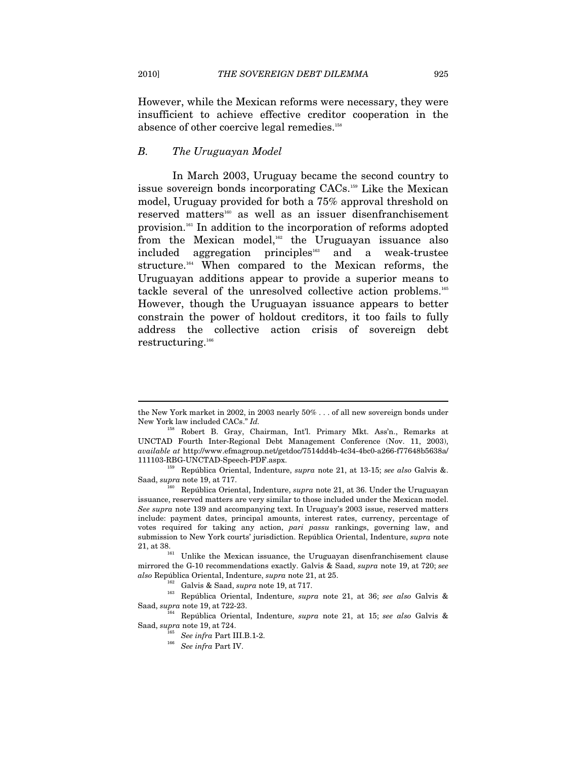However, while the Mexican reforms were necessary, they were insufficient to achieve effective creditor cooperation in the absence of other coercive legal remedies.[158]

### *B. The Uruguayan Model*

In March 2003, Uruguay became the second country to issue sovereign bonds incorporating CACs.[159] Like the Mexican model, Uruguay provided for both a 75% approval threshold on reserved matters[160] as well as an issuer disenfranchisement provision.[161] In addition to the incorporation of reforms adopted from the Mexican model,[162] the Uruguayan issuance also included aggregation principles[163] and a weak-trustee structure.[164] When compared to the Mexican reforms, the Uruguayan additions appear to provide a superior means to tackle several of the unresolved collective action problems.[165] However, though the Uruguayan issuance appears to better constrain the power of holdout creditors, it too fails to fully address the collective action crisis of sovereign debt restructuring.[166]

---

the New York market in 2002, in 2003 nearly 50% . . . of all new sovereign bonds under New York law included CACs." *Id.*

[158] Robert B. Gray, Chairman, Int'l. Primary Mkt. Ass'n., Remarks at UNCTAD Fourth Inter-Regional Debt Management Conference (Nov. 11, 2003), *available at* http://www.efmagroup.net/getdoc/7514dd4b-4c34-4bc0-a266-f77648b5638a/111103-RBG-UNCTAD-Speech-PDF.aspx.

[159] República Oriental, Indenture, *supra* note 21, at 13-15; *see also* Galvis &. Saad, *supra* note 19, at 717.

[160] República Oriental, Indenture, *supra* note 21, at 36. Under the Uruguayan issuance, reserved matters are very similar to those included under the Mexican model. *See supra* note 139 and accompanying text. In Uruguay's 2003 issue, reserved matters include: payment dates, principal amounts, interest rates, currency, percentage of votes required for taking any action, *pari passu* rankings, governing law, and submission to New York courts' jurisdiction. República Oriental, Indenture, *supra* note 21, at 38.

[161] Unlike the Mexican issuance, the Uruguayan disenfranchisement clause mirrored the G-10 recommendations exactly. Galvis & Saad, *supra* note 19, at 720; *see also* República Oriental, Indenture, *supra* note 21, at 25.

[162] Galvis & Saad, *supra* note 19, at 717.

[163] República Oriental, Indenture, *supra* note 21, at 36; *see also* Galvis & Saad, *supra* note 19, at 722-23.

[164] República Oriental, Indenture, *supra* note 21, at 15; *see also* Galvis & Saad, *supra* note 19, at 724.

[165] *See infra* Part III.B.1-2.

[166] *See infra* Part IV.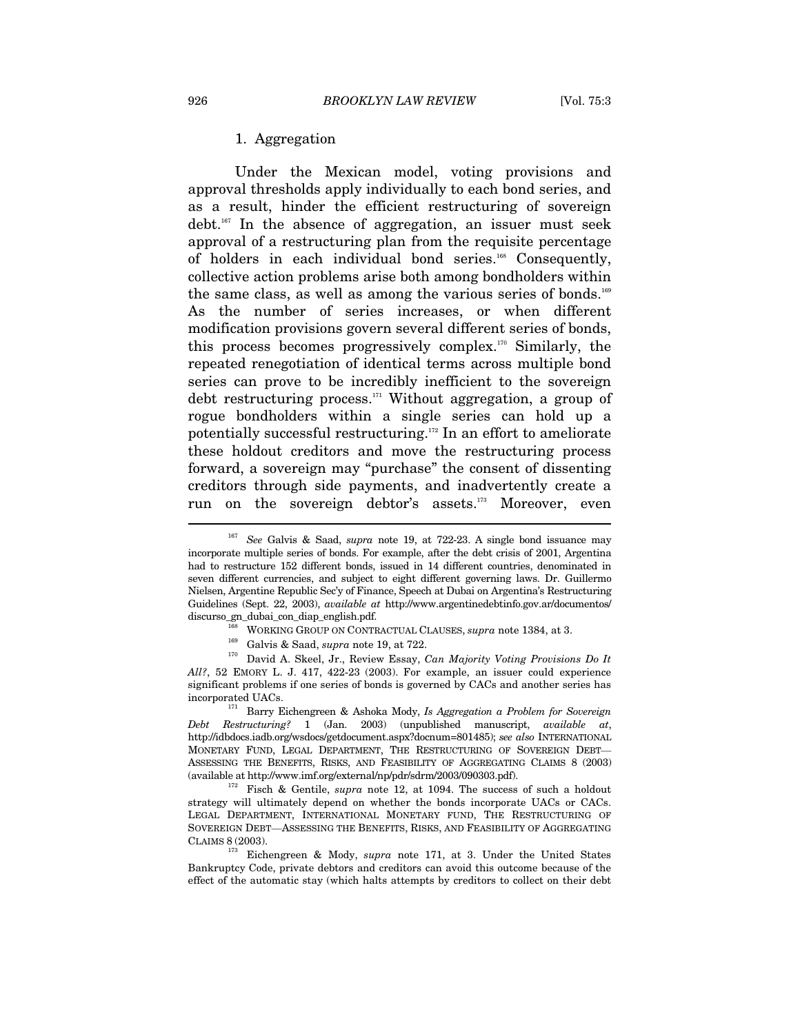### 1. Aggregation

Under the Mexican model, voting provisions and approval thresholds apply individually to each bond series, and as a result, hinder the efficient restructuring of sovereign debt.[167] In the absence of aggregation, an issuer must seek approval of a restructuring plan from the requisite percentage of holders in each individual bond series.[168] Consequently, collective action problems arise both among bondholders within the same class, as well as among the various series of bonds.[169] As the number of series increases, or when different modification provisions govern several different series of bonds, this process becomes progressively complex.[170] Similarly, the repeated renegotiation of identical terms across multiple bond series can prove to be incredibly inefficient to the sovereign debt restructuring process.[171] Without aggregation, a group of rogue bondholders within a single series can hold up a potentially successful restructuring.[172] In an effort to ameliorate these holdout creditors and move the restructuring process forward, a sovereign may "purchase" the consent of dissenting creditors through side payments, and inadvertently create a run on the sovereign debtor's assets.[173] Moreover, even

---

[167] *See* Galvis & Saad, *supra* note 19, at 722-23. A single bond issuance may incorporate multiple series of bonds. For example, after the debt crisis of 2001, Argentina had to restructure 152 different bonds, issued in 14 different countries, denominated in seven different currencies, and subject to eight different governing laws. Dr. Guillermo Nielsen, Argentine Republic Sec'y of Finance, Speech at Dubai on Argentina's Restructuring Guidelines (Sept. 22, 2003), *available at* http://www.argentinedebtinfo.gov.ar/documentos/discurso_gn_dubai_con_diap_english.pdf.

[168] WORKING GROUP ON CONTRACTUAL CLAUSES, *supra* note 1384, at 3.

[169] Galvis & Saad, *supra* note 19, at 722.

[170] David A. Skeel, Jr., Review Essay, *Can Majority Voting Provisions Do It All?*, 52 EMORY L. J. 417, 422-23 (2003). For example, an issuer could experience significant problems if one series of bonds is governed by CACs and another series has incorporated UACs.

[171] Barry Eichengreen & Ashoka Mody, *Is Aggregation a Problem for Sovereign Debt Restructuring?* 1 (Jan. 2003) (unpublished manuscript, *available at*, http://idbdocs.iadb.org/wsdocs/getdocument.aspx?docnum=801485); *see also* INTERNATIONAL MONETARY FUND, LEGAL DEPARTMENT, THE RESTRUCTURING OF SOVEREIGN DEBT—ASSESSING THE BENEFITS, RISKS, AND FEASIBILITY OF AGGREGATING CLAIMS 8 (2003) (available at http://www.imf.org/external/np/pdr/sdrm/2003/090303.pdf).

[172] Fisch & Gentile, *supra* note 12, at 1094. The success of such a holdout strategy will ultimately depend on whether the bonds incorporate UACs or CACs. LEGAL DEPARTMENT, INTERNATIONAL MONETARY FUND, THE RESTRUCTURING OF SOVEREIGN DEBT—ASSESSING THE BENEFITS, RISKS, AND FEASIBILITY OF AGGREGATING CLAIMS 8 (2003).

[173] Eichengreen & Mody, *supra* note 171, at 3. Under the United States Bankruptcy Code, private debtors and creditors can avoid this outcome because of the effect of the automatic stay (which halts attempts by creditors to collect on their debt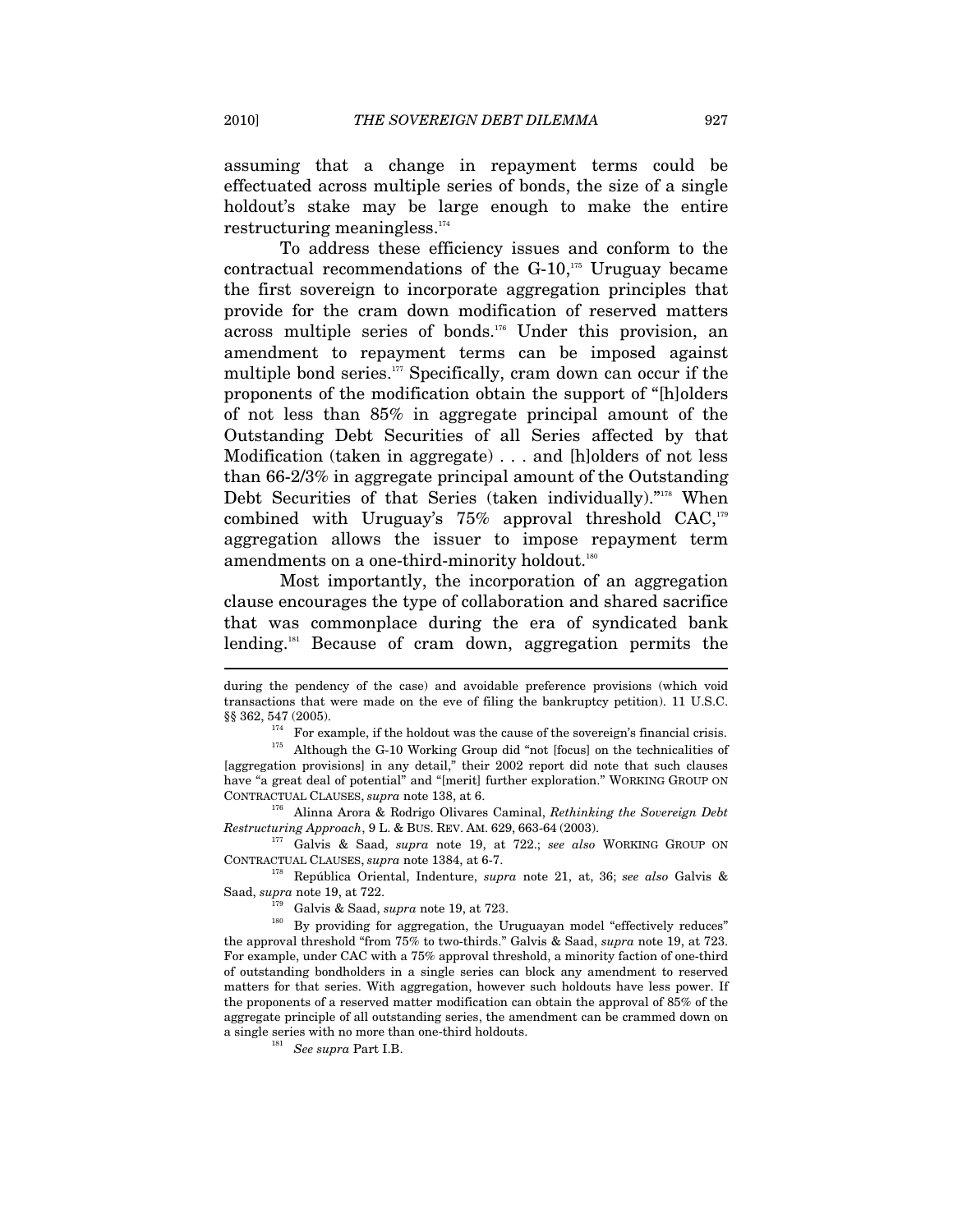assuming that a change in repayment terms could be effectuated across multiple series of bonds, the size of a single holdout's stake may be large enough to make the entire restructuring meaningless.[174]

To address these efficiency issues and conform to the contractual recommendations of the G-10,[175] Uruguay became the first sovereign to incorporate aggregation principles that provide for the cram down modification of reserved matters across multiple series of bonds.[176] Under this provision, an amendment to repayment terms can be imposed against multiple bond series.[177] Specifically, cram down can occur if the proponents of the modification obtain the support of "[h]olders of not less than 85% in aggregate principal amount of the Outstanding Debt Securities of all Series affected by that Modification (taken in aggregate) . . . and [h]olders of not less than 66-2/3% in aggregate principal amount of the Outstanding Debt Securities of that Series (taken individually)."[178] When combined with Uruguay's 75% approval threshold CAC,[179] aggregation allows the issuer to impose repayment term amendments on a one-third-minority holdout.[180]

Most importantly, the incorporation of an aggregation clause encourages the type of collaboration and shared sacrifice that was commonplace during the era of syndicated bank lending.[181] Because of cram down, aggregation permits the

---

during the pendency of the case) and avoidable preference provisions (which void transactions that were made on the eve of filing the bankruptcy petition). 11 U.S.C. §§ 362, 547 (2005).

[174] For example, if the holdout was the cause of the sovereign's financial crisis.

[175] Although the G-10 Working Group did "not [focus] on the technicalities of [aggregation provisions] in any detail," their 2002 report did note that such clauses have "a great deal of potential" and "[merit] further exploration." WORKING GROUP ON CONTRACTUAL CLAUSES, *supra* note 138, at 6.

[176] Alinna Arora & Rodrigo Olivares Caminal, *Rethinking the Sovereign Debt Restructuring Approach*, 9 L. & BUS. REV. AM. 629, 663-64 (2003).

[177] Galvis & Saad, *supra* note 19, at 722.; *see also* WORKING GROUP ON CONTRACTUAL CLAUSES, *supra* note 1384, at 6-7.

[178] República Oriental, Indenture, *supra* note 21, at, 36; *see also* Galvis & Saad, *supra* note 19, at 722.

[179] Galvis & Saad, *supra* note 19, at 723.

[180] By providing for aggregation, the Uruguayan model "effectively reduces" the approval threshold "from 75% to two-thirds." Galvis & Saad, *supra* note 19, at 723. For example, under CAC with a 75% approval threshold, a minority faction of one-third of outstanding bondholders in a single series can block any amendment to reserved matters for that series. With aggregation, however such holdouts have less power. If the proponents of a reserved matter modification can obtain the approval of 85% of the aggregate principle of all outstanding series, the amendment can be crammed down on a single series with no more than one-third holdouts.

[181] *See supra* Part I.B.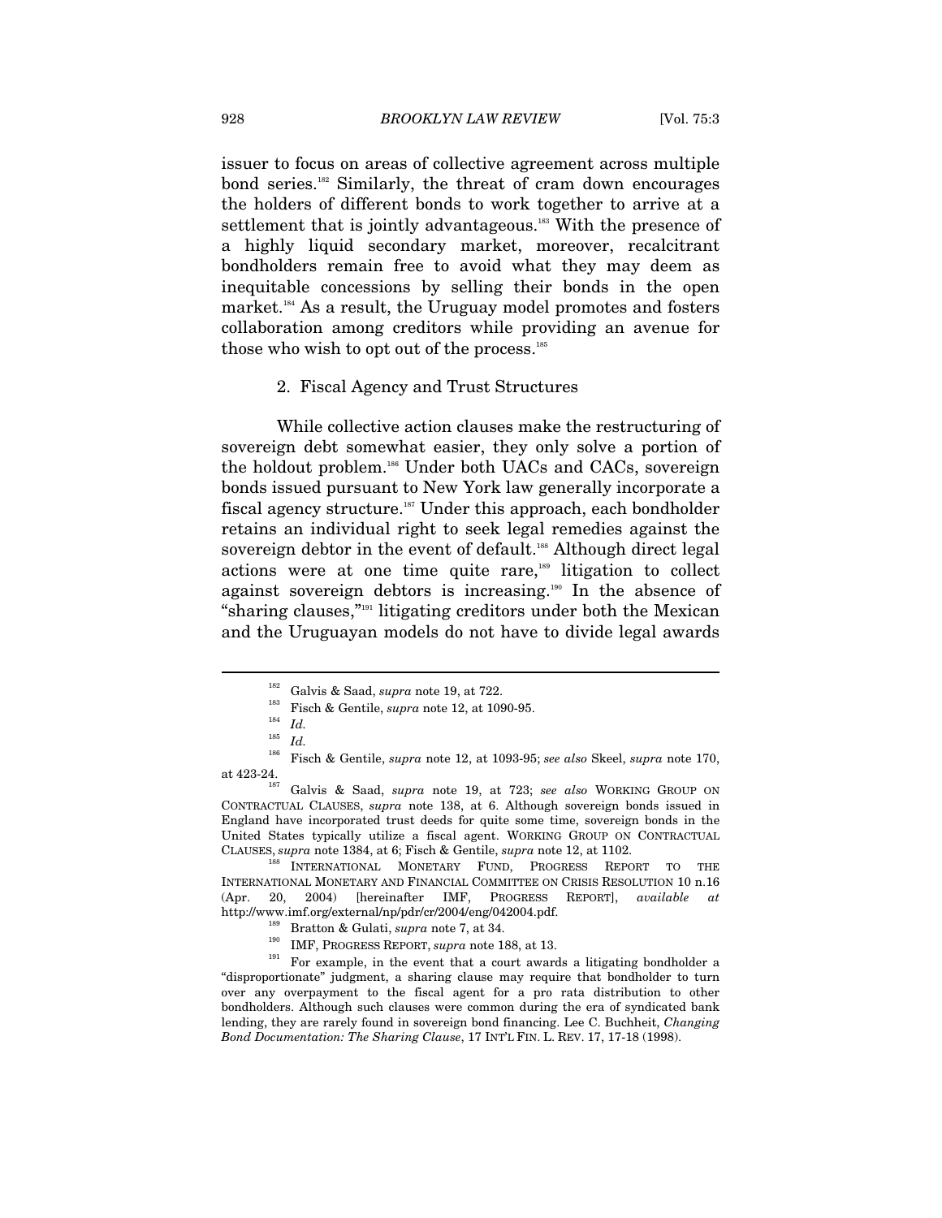issuer to focus on areas of collective agreement across multiple bond series.[182] Similarly, the threat of cram down encourages the holders of different bonds to work together to arrive at a settlement that is jointly advantageous.[183] With the presence of a highly liquid secondary market, moreover, recalcitrant bondholders remain free to avoid what they may deem as inequitable concessions by selling their bonds in the open market.[184] As a result, the Uruguay model promotes and fosters collaboration among creditors while providing an avenue for those who wish to opt out of the process.[185]

### 2. Fiscal Agency and Trust Structures

While collective action clauses make the restructuring of sovereign debt somewhat easier, they only solve a portion of the holdout problem.[186] Under both UACs and CACs, sovereign bonds issued pursuant to New York law generally incorporate a fiscal agency structure.[187] Under this approach, each bondholder retains an individual right to seek legal remedies against the sovereign debtor in the event of default.[188] Although direct legal actions were at one time quite rare,[189] litigation to collect against sovereign debtors is increasing.[190] In the absence of "sharing clauses,"[191] litigating creditors under both the Mexican and the Uruguayan models do not have to divide legal awards

---

[182] Galvis & Saad, *supra* note 19, at 722.

[183] Fisch & Gentile, *supra* note 12, at 1090-95.

[184] *Id.*

[185] *Id.*

[186] Fisch & Gentile, *supra* note 12, at 1093-95; *see also* Skeel, *supra* note 170, at 423-24.

[187] Galvis & Saad, *supra* note 19, at 723; *see also* WORKING GROUP ON CONTRACTUAL CLAUSES, *supra* note 138, at 6. Although sovereign bonds issued in England have incorporated trust deeds for quite some time, sovereign bonds in the United States typically utilize a fiscal agent. WORKING GROUP ON CONTRACTUAL CLAUSES, *supra* note 1384, at 6; Fisch & Gentile, *supra* note 12, at 1102.

[188] INTERNATIONAL MONETARY FUND, PROGRESS REPORT TO THE INTERNATIONAL MONETARY AND FINANCIAL COMMITTEE ON CRISIS RESOLUTION 10 n.16 (Apr. 20, 2004) [hereinafter IMF, PROGRESS REPORT], *available at* http://www.imf.org/external/np/pdr/cr/2004/eng/042004.pdf.

[189] Bratton & Gulati, *supra* note 7, at 34.

[190] IMF, PROGRESS REPORT, *supra* note 188, at 13.

[191] For example, in the event that a court awards a litigating bondholder a "disproportionate" judgment, a sharing clause may require that bondholder to turn over any overpayment to the fiscal agent for a pro rata distribution to other bondholders. Although such clauses were common during the era of syndicated bank lending, they are rarely found in sovereign bond financing. Lee C. Buchheit, *Changing Bond Documentation: The Sharing Clause*, 17 INT'L FIN. L. REV. 17, 17-18 (1998).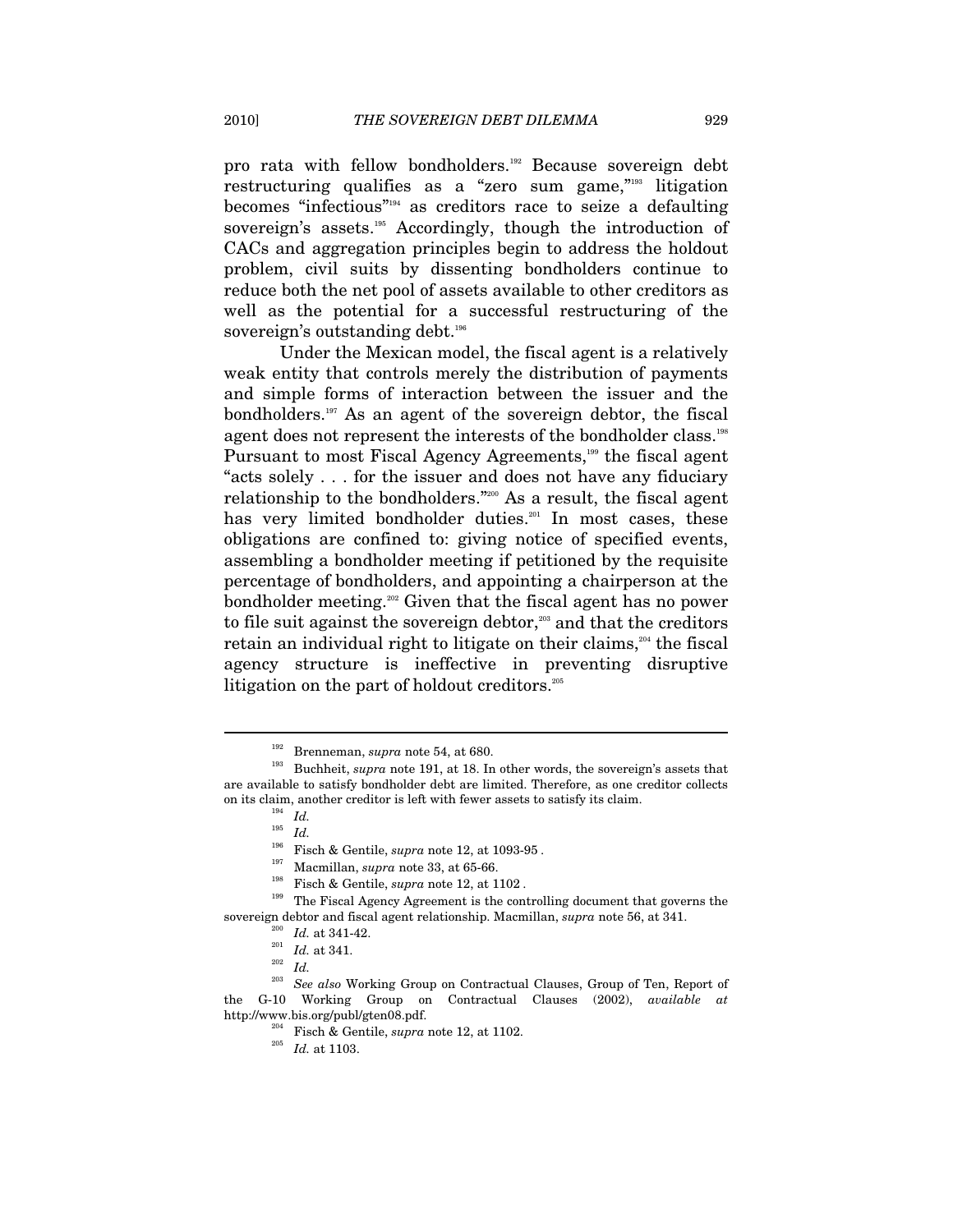pro rata with fellow bondholders.[192] Because sovereign debt restructuring qualifies as a "zero sum game,"[193] litigation becomes "infectious"[194] as creditors race to seize a defaulting sovereign's assets.[195] Accordingly, though the introduction of CACs and aggregation principles begin to address the holdout problem, civil suits by dissenting bondholders continue to reduce both the net pool of assets available to other creditors as well as the potential for a successful restructuring of the sovereign's outstanding debt.[196]

Under the Mexican model, the fiscal agent is a relatively weak entity that controls merely the distribution of payments and simple forms of interaction between the issuer and the bondholders.[197] As an agent of the sovereign debtor, the fiscal agent does not represent the interests of the bondholder class.[198] Pursuant to most Fiscal Agency Agreements,[199] the fiscal agent "acts solely . . . for the issuer and does not have any fiduciary relationship to the bondholders."[200] As a result, the fiscal agent has very limited bondholder duties.[201] In most cases, these obligations are confined to: giving notice of specified events, assembling a bondholder meeting if petitioned by the requisite percentage of bondholders, and appointing a chairperson at the bondholder meeting.[202] Given that the fiscal agent has no power to file suit against the sovereign debtor,[203] and that the creditors retain an individual right to litigate on their claims,[204] the fiscal agency structure is ineffective in preventing disruptive litigation on the part of holdout creditors.[205]

---

[192] Brenneman, *supra* note 54, at 680.

[193] Buchheit, *supra* note 191, at 18. In other words, the sovereign's assets that are available to satisfy bondholder debt are limited. Therefore, as one creditor collects on its claim, another creditor is left with fewer assets to satisfy its claim.

[194] *Id.*

[195] *Id.*

[196] Fisch & Gentile, *supra* note 12, at 1093-95 .

[197] Macmillan, *supra* note 33, at 65-66.

[198] Fisch & Gentile, *supra* note 12, at 1102 .

[199] The Fiscal Agency Agreement is the controlling document that governs the sovereign debtor and fiscal agent relationship. Macmillan, *supra* note 56, at 341.

[200] *Id.* at 341-42.

[201] *Id.* at 341.

[202] *Id.*

[203] *See also* Working Group on Contractual Clauses, Group of Ten, Report of the G-10 Working Group on Contractual Clauses (2002), *available at* http://www.bis.org/publ/gten08.pdf.

[204] Fisch & Gentile, *supra* note 12, at 1102.

[205] *Id.* at 1103.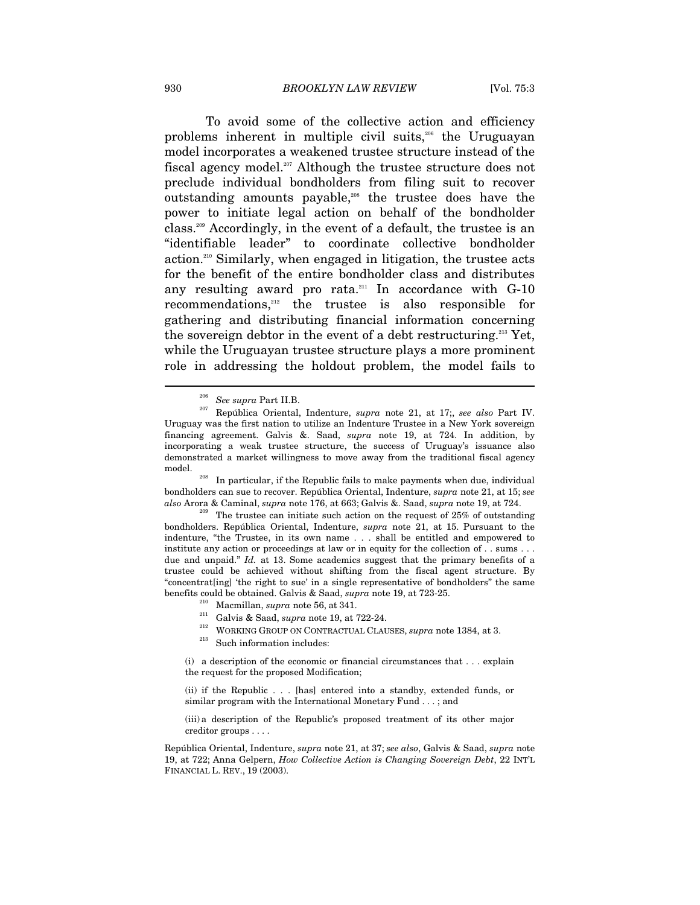To avoid some of the collective action and efficiency problems inherent in multiple civil suits,[206] the Uruguayan model incorporates a weakened trustee structure instead of the fiscal agency model.[207] Although the trustee structure does not preclude individual bondholders from filing suit to recover outstanding amounts payable,[208] the trustee does have the power to initiate legal action on behalf of the bondholder class.[209] Accordingly, in the event of a default, the trustee is an "identifiable leader" to coordinate collective bondholder action.[210] Similarly, when engaged in litigation, the trustee acts for the benefit of the entire bondholder class and distributes any resulting award pro rata.[211] In accordance with G-10 recommendations,[212] the trustee is also responsible for gathering and distributing financial information concerning the sovereign debtor in the event of a debt restructuring.[213] Yet, while the Uruguayan trustee structure plays a more prominent role in addressing the holdout problem, the model fails to

---

[206] *See supra* Part II.B.

[207] República Oriental, Indenture, *supra* note 21, at 17;, *see also* Part IV. Uruguay was the first nation to utilize an Indenture Trustee in a New York sovereign financing agreement. Galvis &. Saad, *supra* note 19, at 724. In addition, by incorporating a weak trustee structure, the success of Uruguay's issuance also demonstrated a market willingness to move away from the traditional fiscal agency model.

[208] In particular, if the Republic fails to make payments when due, individual bondholders can sue to recover. República Oriental, Indenture, *supra* note 21, at 15; *see also* Arora & Caminal, *supra* note 176, at 663; Galvis &. Saad, *supra* note 19, at 724.

[209] The trustee can initiate such action on the request of 25% of outstanding bondholders. República Oriental, Indenture, *supra* note 21, at 15. Pursuant to the indenture, "the Trustee, in its own name . . . shall be entitled and empowered to institute any action or proceedings at law or in equity for the collection of . . sums . . . due and unpaid." *Id.* at 13. Some academics suggest that the primary benefits of a trustee could be achieved without shifting from the fiscal agent structure. By "concentrat[ing] 'the right to sue' in a single representative of bondholders" the same benefits could be obtained. Galvis & Saad, *supra* note 19, at 723-25.

[210] Macmillan, *supra* note 56, at 341.

[211] Galvis & Saad, *supra* note 19, at 722-24.

[212] WORKING GROUP ON CONTRACTUAL CLAUSES, *supra* note 1384, at 3.

[213] Such information includes:

> (i) a description of the economic or financial circumstances that . . . explain the request for the proposed Modification;
>
> (ii) if the Republic . . . [has] entered into a standby, extended funds, or similar program with the International Monetary Fund . . . ; and
>
> (iii) a description of the Republic's proposed treatment of its other major creditor groups . . . .

República Oriental, Indenture, *supra* note 21, at 37; *see also*, Galvis & Saad, *supra* note 19, at 722; Anna Gelpern, *How Collective Action is Changing Sovereign Debt*, 22 INT'L FINANCIAL L. REV., 19 (2003).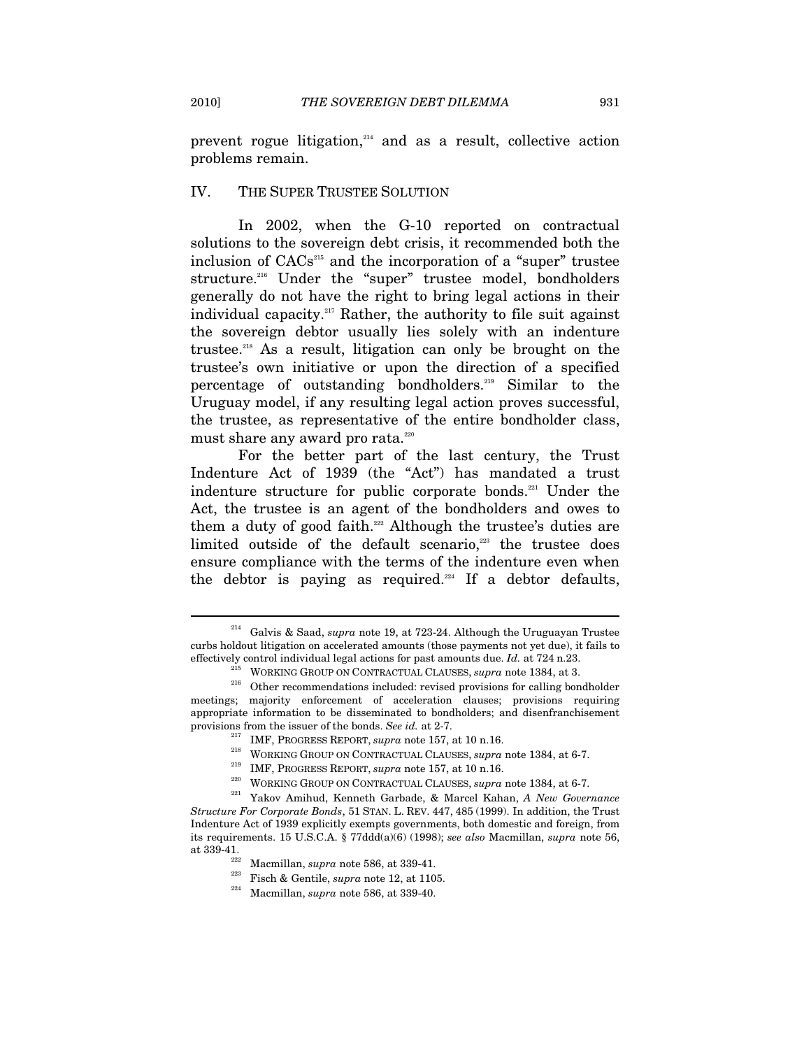prevent rogue litigation,[214] and as a result, collective action problems remain.

## IV. THE SUPER TRUSTEE SOLUTION

In 2002, when the G-10 reported on contractual solutions to the sovereign debt crisis, it recommended both the inclusion of CACs[215] and the incorporation of a "super" trustee structure.[216] Under the "super" trustee model, bondholders generally do not have the right to bring legal actions in their individual capacity.[217] Rather, the authority to file suit against the sovereign debtor usually lies solely with an indenture trustee.[218] As a result, litigation can only be brought on the trustee's own initiative or upon the direction of a specified percentage of outstanding bondholders.[219] Similar to the Uruguay model, if any resulting legal action proves successful, the trustee, as representative of the entire bondholder class, must share any award pro rata.[220]

For the better part of the last century, the Trust Indenture Act of 1939 (the "Act") has mandated a trust indenture structure for public corporate bonds.[221] Under the Act, the trustee is an agent of the bondholders and owes to them a duty of good faith.[222] Although the trustee's duties are limited outside of the default scenario,[223] the trustee does ensure compliance with the terms of the indenture even when the debtor is paying as required.[224] If a debtor defaults,

---

[214] Galvis & Saad, *supra* note 19, at 723-24. Although the Uruguayan Trustee curbs holdout litigation on accelerated amounts (those payments not yet due), it fails to effectively control individual legal actions for past amounts due. *Id.* at 724 n.23.

[215] WORKING GROUP ON CONTRACTUAL CLAUSES, *supra* note 1384, at 3.

[216] Other recommendations included: revised provisions for calling bondholder meetings; majority enforcement of acceleration clauses; provisions requiring appropriate information to be disseminated to bondholders; and disenfranchisement provisions from the issuer of the bonds. *See id.* at 2-7.

[217] IMF, PROGRESS REPORT, *supra* note 157, at 10 n.16.

[218] WORKING GROUP ON CONTRACTUAL CLAUSES, *supra* note 1384, at 6-7.

[219] IMF, PROGRESS REPORT, *supra* note 157, at 10 n.16.

[220] WORKING GROUP ON CONTRACTUAL CLAUSES, *supra* note 1384, at 6-7.

[221] Yakov Amihud, Kenneth Garbade, & Marcel Kahan, *A New Governance Structure For Corporate Bonds*, 51 STAN. L. REV. 447, 485 (1999). In addition, the Trust Indenture Act of 1939 explicitly exempts governments, both domestic and foreign, from its requirements. 15 U.S.C.A. § 77ddd(a)(6) (1998); *see also* Macmillan, *supra* note 56, at 339-41.

[222] Macmillan, *supra* note 586, at 339-41.

[223] Fisch & Gentile, *supra* note 12, at 1105.

[224] Macmillan, *supra* note 586, at 339-40.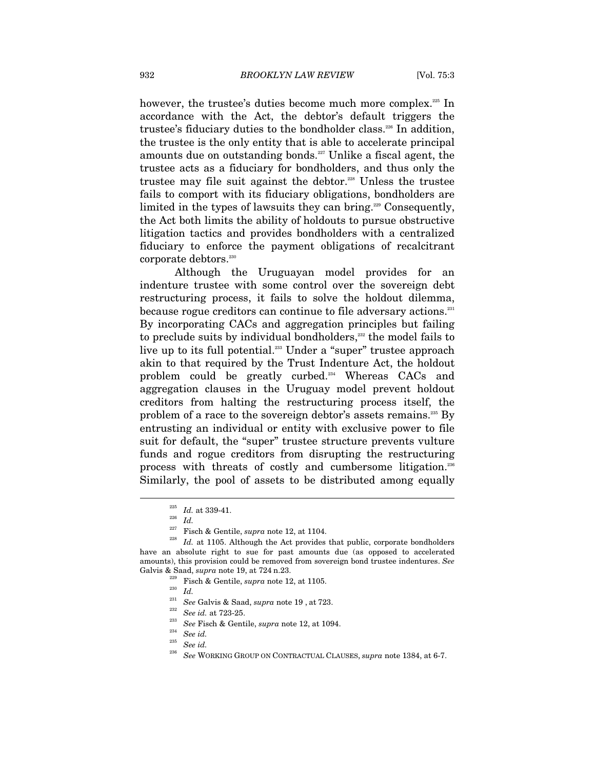however, the trustee's duties become much more complex.[225] In accordance with the Act, the debtor's default triggers the trustee's fiduciary duties to the bondholder class.[226] In addition, the trustee is the only entity that is able to accelerate principal amounts due on outstanding bonds.[227] Unlike a fiscal agent, the trustee acts as a fiduciary for bondholders, and thus only the trustee may file suit against the debtor.[228] Unless the trustee fails to comport with its fiduciary obligations, bondholders are limited in the types of lawsuits they can bring.[229] Consequently, the Act both limits the ability of holdouts to pursue obstructive litigation tactics and provides bondholders with a centralized fiduciary to enforce the payment obligations of recalcitrant corporate debtors.[230]

Although the Uruguayan model provides for an indenture trustee with some control over the sovereign debt restructuring process, it fails to solve the holdout dilemma, because rogue creditors can continue to file adversary actions.[231] By incorporating CACs and aggregation principles but failing to preclude suits by individual bondholders,[232] the model fails to live up to its full potential.[233] Under a "super" trustee approach akin to that required by the Trust Indenture Act, the holdout problem could be greatly curbed.[234] Whereas CACs and aggregation clauses in the Uruguay model prevent holdout creditors from halting the restructuring process itself, the problem of a race to the sovereign debtor's assets remains.[235] By entrusting an individual or entity with exclusive power to file suit for default, the "super" trustee structure prevents vulture funds and rogue creditors from disrupting the restructuring process with threats of costly and cumbersome litigation.[236] Similarly, the pool of assets to be distributed among equally

---

[225] *Id.* at 339-41.

[226] *Id.*

[227] Fisch & Gentile, *supra* note 12, at 1104.

[228] *Id.* at 1105. Although the Act provides that public, corporate bondholders have an absolute right to sue for past amounts due (as opposed to accelerated amounts), this provision could be removed from sovereign bond trustee indentures. *See* Galvis & Saad, *supra* note 19, at 724 n.23.

[229] Fisch & Gentile, *supra* note 12, at 1105.

[230] *Id.*

[231] *See* Galvis & Saad, *supra* note 19 , at 723.

[232] *See id.* at 723-25.

[233] *See* Fisch & Gentile, *supra* note 12, at 1094.

[234] *See id.*

[235] *See id.*

[236] *See* WORKING GROUP ON CONTRACTUAL CLAUSES, *supra* note 1384, at 6-7.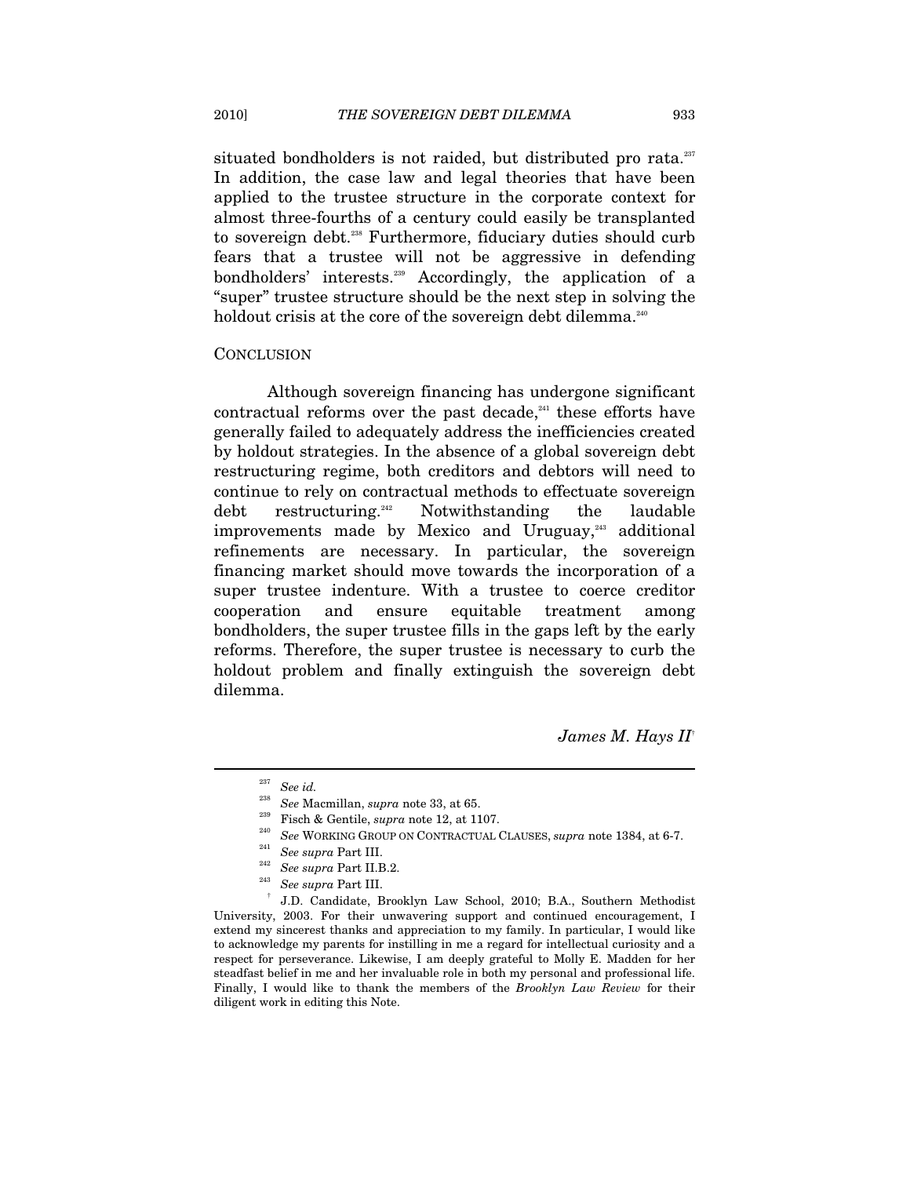situated bondholders is not raided, but distributed pro rata.[237] In addition, the case law and legal theories that have been applied to the trustee structure in the corporate context for almost three-fourths of a century could easily be transplanted to sovereign debt.[238] Furthermore, fiduciary duties should curb fears that a trustee will not be aggressive in defending bondholders' interests.[239] Accordingly, the application of a "super" trustee structure should be the next step in solving the holdout crisis at the core of the sovereign debt dilemma.[240]

## CONCLUSION

Although sovereign financing has undergone significant contractual reforms over the past decade,[241] these efforts have generally failed to adequately address the inefficiencies created by holdout strategies. In the absence of a global sovereign debt restructuring regime, both creditors and debtors will need to continue to rely on contractual methods to effectuate sovereign debt restructuring.[242] Notwithstanding the laudable improvements made by Mexico and Uruguay,[243] additional refinements are necessary. In particular, the sovereign financing market should move towards the incorporation of a super trustee indenture. With a trustee to coerce creditor cooperation and ensure equitable treatment among bondholders, the super trustee fills in the gaps left by the early reforms. Therefore, the super trustee is necessary to curb the holdout problem and finally extinguish the sovereign debt dilemma.

*James M. Hays II*[†]

---

[237] *See id.*

[238] *See* Macmillan, *supra* note 33, at 65.

[239] Fisch & Gentile, *supra* note 12, at 1107.

[240] *See* WORKING GROUP ON CONTRACTUAL CLAUSES, *supra* note 1384, at 6-7.

[241] *See supra* Part III.

[242] *See supra* Part II.B.2.

[243] *See supra* Part III.

[†] J.D. Candidate, Brooklyn Law School, 2010; B.A., Southern Methodist University, 2003. For their unwavering support and continued encouragement, I extend my sincerest thanks and appreciation to my family. In particular, I would like to acknowledge my parents for instilling in me a regard for intellectual curiosity and a respect for perseverance. Likewise, I am deeply grateful to Molly E. Madden for her steadfast belief in me and her invaluable role in both my personal and professional life. Finally, I would like to thank the members of the *Brooklyn Law Review* for their diligent work in editing this Note.